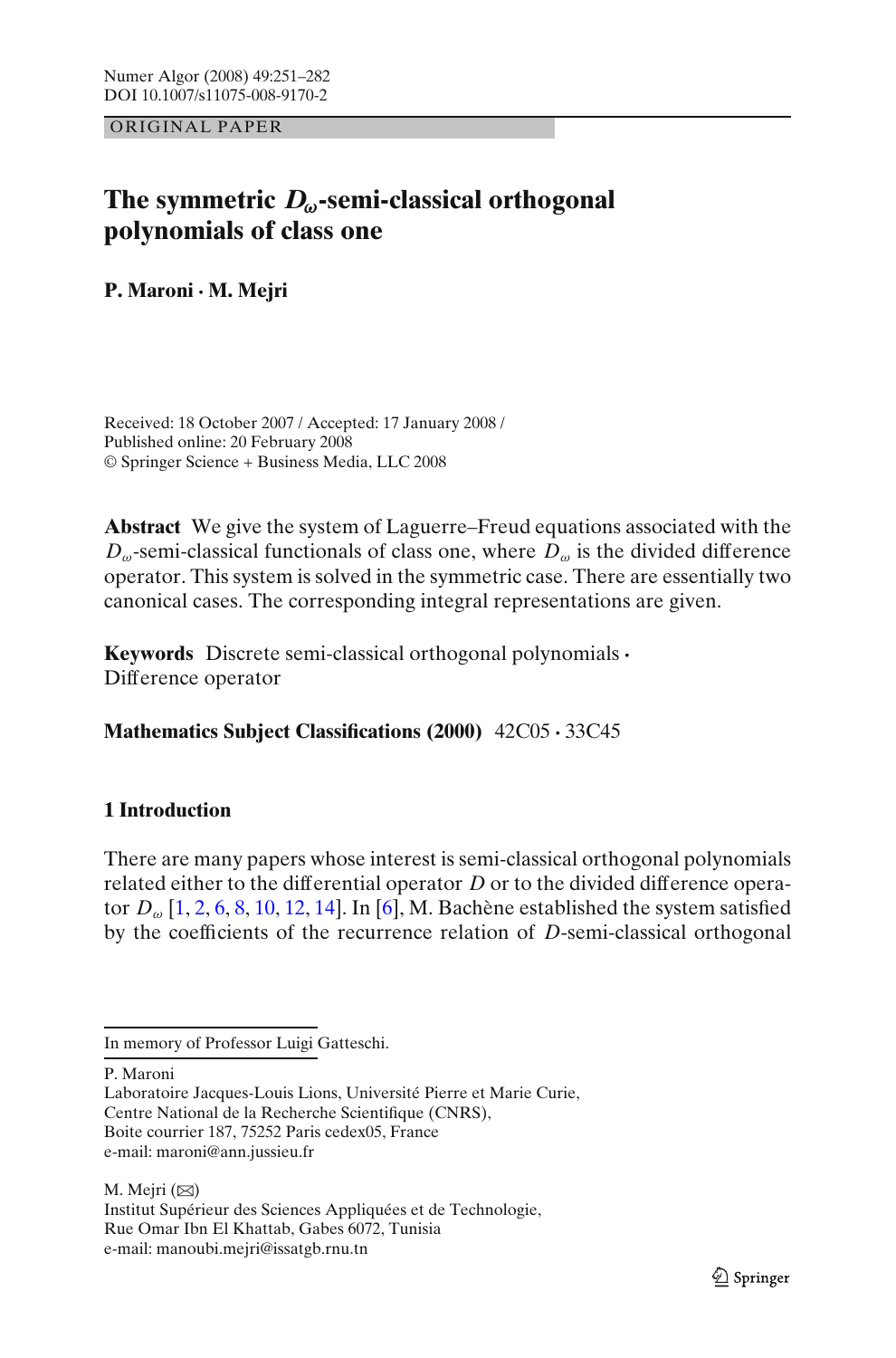ORIGINAL PAPER

# The symmetric $D_\omega$-semi-classical orthogonal polynomials of class one

**P. Maroni · M. Mejri**

Received: 18 October 2007 / Accepted: 17 January 2008 /
Published online: 20 February 2008
© Springer Science + Business Media, LLC 2008

**Abstract** We give the system of Laguerre–Freud equations associated with the $D_\omega$-semi-classical functionals of class one, where $D_\omega$ is the divided difference operator. This system is solved in the symmetric case. There are essentially two canonical cases. The corresponding integral representations are given.

**Keywords** Discrete semi-classical orthogonal polynomials · Difference operator

**Mathematics Subject Classifications (2000)** 42C05 · 33C45

## 1 Introduction

There are many papers whose interest is semi-classical orthogonal polynomials related either to the differential operator $D$ or to the divided difference operator $D_\omega$ [1, 2, 6, 8, 10, 12, 14]. In [6], M. Bachène established the system satisfied by the coefficients of the recurrence relation of $D$-semi-classical orthogonal

---

In memory of Professor Luigi Gatteschi.

P. Maroni
Laboratoire Jacques-Louis Lions, Université Pierre et Marie Curie,
Centre National de la Recherche Scientifique (CNRS),
Boite courrier 187, 75252 Paris cedex05, France
e-mail: maroni@ann.jussieu.fr

M. Mejri (✉)
Institut Supérieur des Sciences Appliquées et de Technologie,
Rue Omar Ibn El Khattab, Gabes 6072, Tunisia
e-mail: manoubi.mejri@issatgb.rnu.tn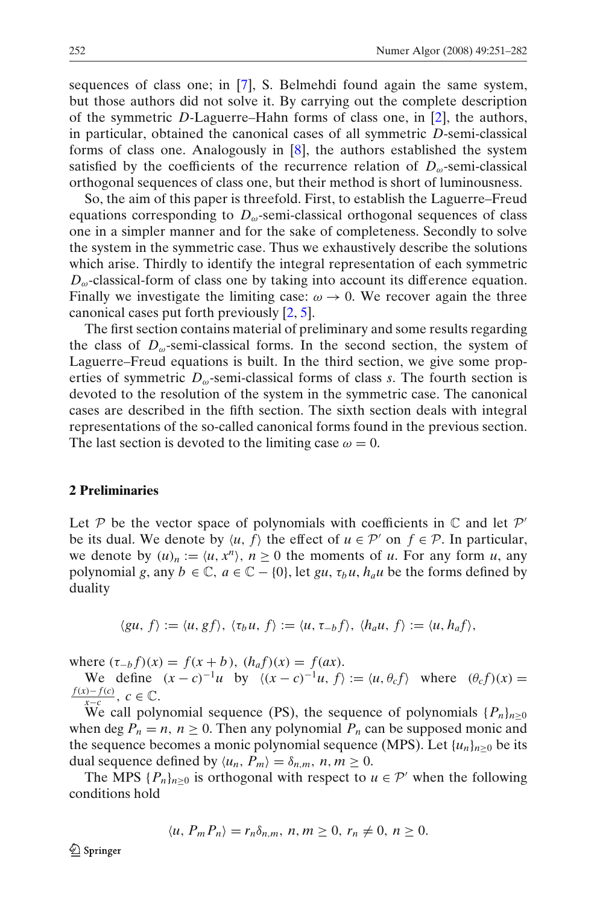sequences of class one; in [7], S. Belmehdi found again the same system, but those authors did not solve it. By carrying out the complete description of the symmetric $D$-Laguerre–Hahn forms of class one, in [2], the authors, in particular, obtained the canonical cases of all symmetric $D$-semi-classical forms of class one. Analogously in [8], the authors established the system satisfied by the coefficients of the recurrence relation of $D_\omega$-semi-classical orthogonal sequences of class one, but their method is short of luminousness.

So, the aim of this paper is threefold. First, to establish the Laguerre–Freud equations corresponding to $D_\omega$-semi-classical orthogonal sequences of class one in a simpler manner and for the sake of completeness. Secondly to solve the system in the symmetric case. Thus we exhaustively describe the solutions which arise. Thirdly to identify the integral representation of each symmetric $D_\omega$-classical-form of class one by taking into account its difference equation. Finally we investigate the limiting case: $\omega \to 0$. We recover again the three canonical cases put forth previously [2, 5].

The first section contains material of preliminary and some results regarding the class of $D_\omega$-semi-classical forms. In the second section, the system of Laguerre–Freud equations is built. In the third section, we give some properties of symmetric $D_\omega$-semi-classical forms of class $s$. The fourth section is devoted to the resolution of the system in the symmetric case. The canonical cases are described in the fifth section. The sixth section deals with integral representations of the so-called canonical forms found in the previous section. The last section is devoted to the limiting case $\omega = 0$.

## 2 Preliminaries

Let $\mathcal{P}$ be the vector space of polynomials with coefficients in $\mathbb{C}$ and let $\mathcal{P}'$ be its dual. We denote by $\langle u, f\rangle$ the effect of $u \in \mathcal{P}'$ on $f \in \mathcal{P}$. In particular, we denote by $(u)_n := \langle u, x^n\rangle$, $n \geq 0$ the moments of $u$. For any form $u$, any polynomial $g$, any $b \in \mathbb{C}$, $a \in \mathbb{C} - \{0\}$, let $gu$, $\tau_b u$, $h_a u$ be the forms defined by duality

$$\langle gu, f\rangle := \langle u, gf\rangle,\ \langle \tau_b u, f\rangle := \langle u, \tau_{-b} f\rangle,\ \langle h_a u, f\rangle := \langle u, h_a f\rangle,$$

where $(\tau_{-b} f)(x) = f(x+b)$, $(h_a f)(x) = f(ax)$.

We define $(x-c)^{-1}u$ by $\langle (x-c)^{-1}u, f\rangle := \langle u, \theta_c f\rangle$ where $(\theta_c f)(x) = \frac{f(x)-f(c)}{x-c}$, $c \in \mathbb{C}$.

We call polynomial sequence (PS), the sequence of polynomials $\{P_n\}_{n\geq 0}$ when $\deg P_n = n$, $n \geq 0$. Then any polynomial $P_n$ can be supposed monic and the sequence becomes a monic polynomial sequence (MPS). Let $\{u_n\}_{n\geq 0}$ be its dual sequence defined by $\langle u_n, P_m\rangle = \delta_{n,m}$, $n, m \geq 0$.

The MPS $\{P_n\}_{n\geq 0}$ is orthogonal with respect to $u \in \mathcal{P}'$ when the following conditions hold

$$\langle u, P_m P_n\rangle = r_n \delta_{n,m},\ n, m \geq 0,\ r_n \neq 0,\ n \geq 0.$$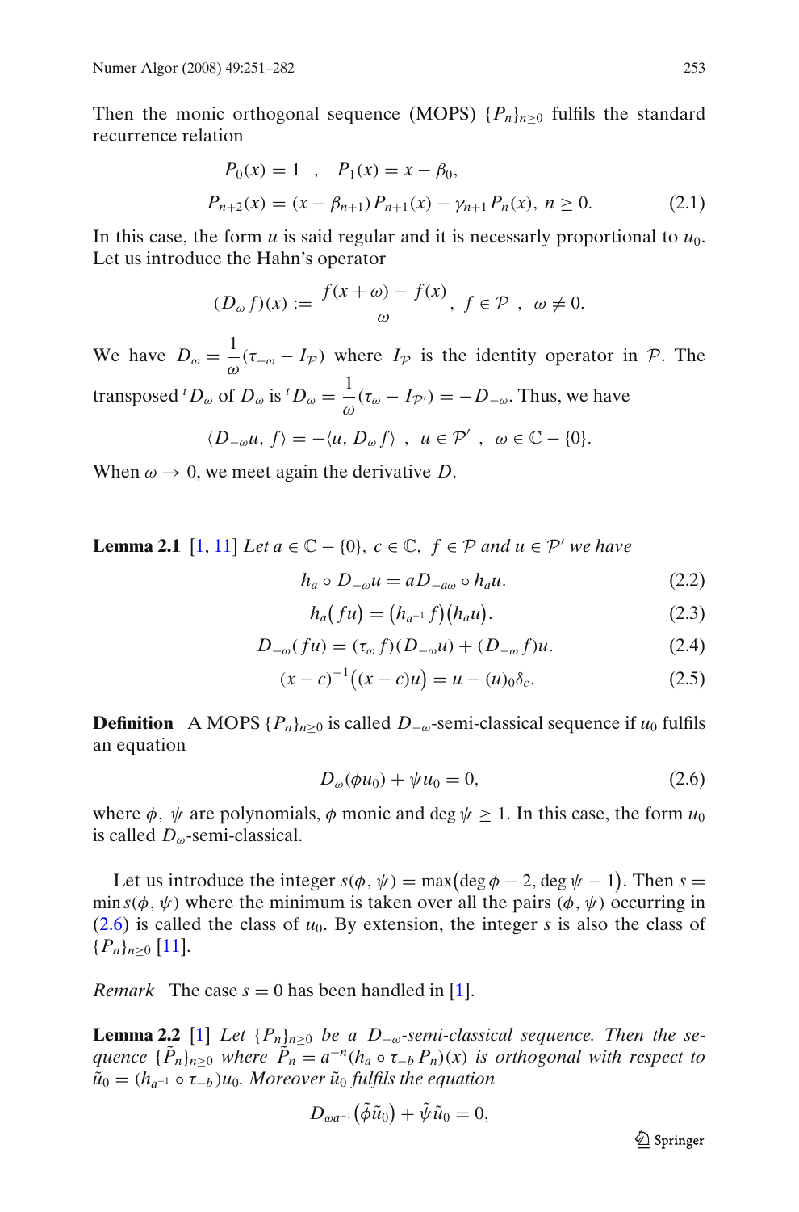Then the monic orthogonal sequence (MOPS) $\{P_n\}_{n\geq 0}$ fulfils the standard recurrence relation

$$
\begin{aligned}
&P_0(x) = 1 \quad , \quad P_1(x) = x - \beta_0, \\
&P_{n+2}(x) = (x - \beta_{n+1})P_{n+1}(x) - \gamma_{n+1}P_n(x), \; n \geq 0.
\end{aligned}
\tag{2.1}
$$

In this case, the form $u$ is said regular and it is necessarily proportional to $u_0$. Let us introduce the Hahn's operator

$$
(D_\omega f)(x) := \frac{f(x+\omega) - f(x)}{\omega}, \; f \in \mathcal{P} \;, \;\; \omega \neq 0.
$$

We have $D_\omega = \dfrac{1}{\omega}(\tau_{-\omega} - I_{\mathcal{P}})$ where $I_{\mathcal{P}}$ is the identity operator in $\mathcal{P}$. The transposed ${}^tD_\omega$ of $D_\omega$ is ${}^tD_\omega = \dfrac{1}{\omega}(\tau_\omega - I_{\mathcal{P}'}) = -D_{-\omega}$. Thus, we have

$$
\langle D_{-\omega}u, f\rangle = -\langle u, D_\omega f\rangle \;, \;\; u \in \mathcal{P}' \;, \;\; \omega \in \mathbb{C} - \{0\}.
$$

When $\omega \to 0$, we meet again the derivative $D$.

**Lemma 2.1** [1, 11] *Let $a \in \mathbb{C} - \{0\}$, $c \in \mathbb{C}$, $f \in \mathcal{P}$ and $u \in \mathcal{P}'$ we have*

$$
h_a \circ D_{-\omega}u = aD_{-a\omega} \circ h_a u. \tag{2.2}
$$

$$
h_a\big(fu\big) = \big(h_{a^{-1}}f\big)\big(h_a u\big). \tag{2.3}
$$

$$
D_{-\omega}(fu) = (\tau_\omega f)(D_{-\omega}u) + (D_{-\omega}f)u. \tag{2.4}
$$

$$
(x-c)^{-1}\big((x-c)u\big) = u - (u)_0\delta_c. \tag{2.5}
$$

**Definition** A MOPS $\{P_n\}_{n\geq 0}$ is called $D_{-\omega}$-semi-classical sequence if $u_0$ fulfils an equation

$$
D_\omega(\phi u_0) + \psi u_0 = 0, \tag{2.6}
$$

where $\phi$, $\psi$ are polynomials, $\phi$ monic and $\deg\psi \geq 1$. In this case, the form $u_0$ is called $D_\omega$-semi-classical.

Let us introduce the integer $s(\phi, \psi) = \max\big(\deg\phi - 2, \deg\psi - 1\big)$. Then $s = \min s(\phi, \psi)$ where the minimum is taken over all the pairs $(\phi, \psi)$ occurring in (2.6) is called the class of $u_0$. By extension, the integer $s$ is also the class of $\{P_n\}_{n\geq 0}$ [11].

*Remark* The case $s = 0$ has been handled in [1].

**Lemma 2.2** [1] *Let $\{P_n\}_{n\geq 0}$ be a $D_{-\omega}$-semi-classical sequence. Then the sequence $\{\tilde{P}_n\}_{n\geq 0}$ where $\tilde{P}_n = a^{-n}(h_a \circ \tau_{-b}P_n)(x)$ is orthogonal with respect to $\tilde{u}_0 = (h_{a^{-1}} \circ \tau_{-b})u_0$. Moreover $\tilde{u}_0$ fulfils the equation*

$$
D_{\omega a^{-1}}\big(\tilde{\phi}\tilde{u}_0\big) + \tilde{\psi}\tilde{u}_0 = 0,
$$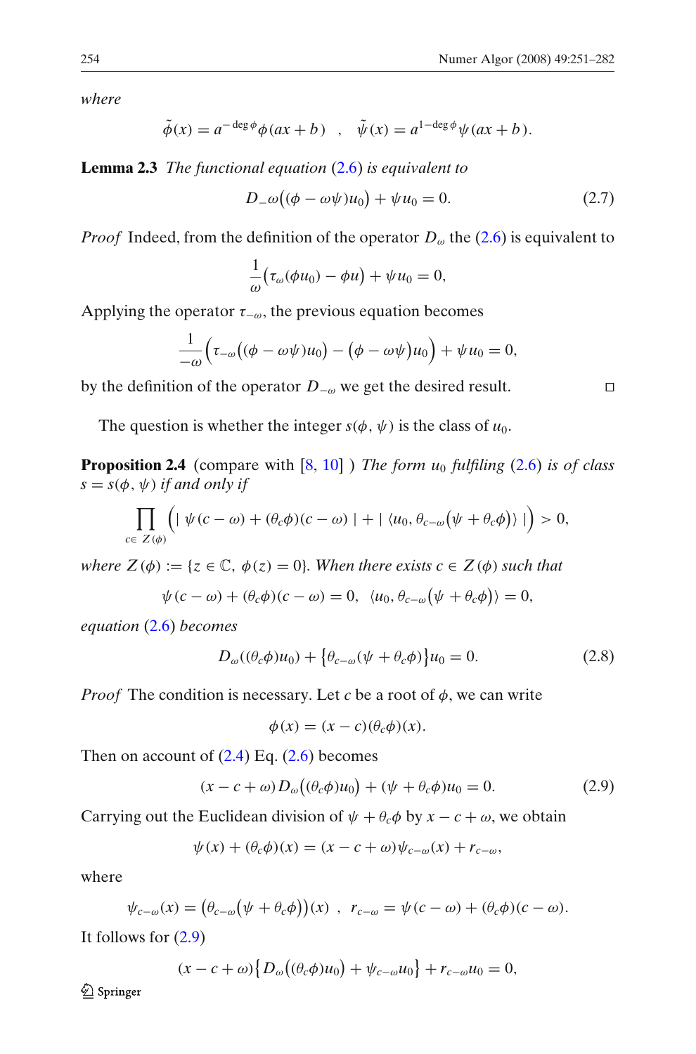where

$$\tilde{\phi}(x) = a^{-\deg\phi}\phi(ax+b) \quad , \quad \tilde{\psi}(x) = a^{1-\deg\phi}\psi(ax+b).$$

**Lemma 2.3** *The functional equation (2.6) is equivalent to*

$$D_{-}\omega\big((\phi-\omega\psi)u_0\big)+\psi u_0 = 0. \tag{2.7}$$

*Proof* Indeed, from the definition of the operator $D_\omega$ the (2.6) is equivalent to

$$\frac{1}{\omega}\big(\tau_\omega(\phi u_0)-\phi u\big)+\psi u_0 = 0,$$

Applying the operator $\tau_{-\omega}$, the previous equation becomes

$$\frac{1}{-\omega}\Big(\tau_{-\omega}\big((\phi-\omega\psi)u_0\big)-(\phi-\omega\psi)u_0\Big)+\psi u_0 = 0,$$

by the definition of the operator $D_{-\omega}$ we get the desired result. □

The question is whether the integer $s(\phi,\psi)$ is the class of $u_0$.

**Proposition 2.4** (compare with [8, 10] ) *The form $u_0$ fulfiling (2.6) is of class $s = s(\phi,\psi)$ if and only if*

$$\prod_{c\in Z(\phi)}\Big(|\,\psi(c-\omega)+(\theta_c\phi)(c-\omega)\,|+|\,\langle u_0,\theta_{c-\omega}\big(\psi+\theta_c\phi\big)\rangle\,|\Big)>0,$$

*where $Z(\phi) := \{z\in\mathbb{C},\ \phi(z)=0\}$. When there exists $c\in Z(\phi)$ such that*

$$\psi(c-\omega)+(\theta_c\phi)(c-\omega)=0,\ \ \langle u_0,\theta_{c-\omega}\big(\psi+\theta_c\phi\big)\rangle=0,$$

*equation (2.6) becomes*

$$D_\omega((\theta_c\phi)u_0)+\big\{\theta_{c-\omega}(\psi+\theta_c\phi)\big\}u_0=0. \tag{2.8}$$

*Proof* The condition is necessary. Let $c$ be a root of $\phi$, we can write

$$\phi(x)=(x-c)(\theta_c\phi)(x).$$

Then on account of (2.4) Eq. (2.6) becomes

$$(x-c+\omega)D_\omega\big((\theta_c\phi)u_0\big)+(\psi+\theta_c\phi)u_0=0. \tag{2.9}$$

Carrying out the Euclidean division of $\psi+\theta_c\phi$ by $x-c+\omega$, we obtain

$$\psi(x)+(\theta_c\phi)(x)=(x-c+\omega)\psi_{c-\omega}(x)+r_{c-\omega},$$

where

$$\psi_{c-\omega}(x)=\big(\theta_{c-\omega}\big(\psi+\theta_c\phi\big)\big)(x)\ \ ,\ \ r_{c-\omega}=\psi(c-\omega)+(\theta_c\phi)(c-\omega).$$

It follows for (2.9)

$$(x-c+\omega)\big\{D_\omega\big((\theta_c\phi)u_0\big)+\psi_{c-\omega}u_0\big\}+r_{c-\omega}u_0=0,$$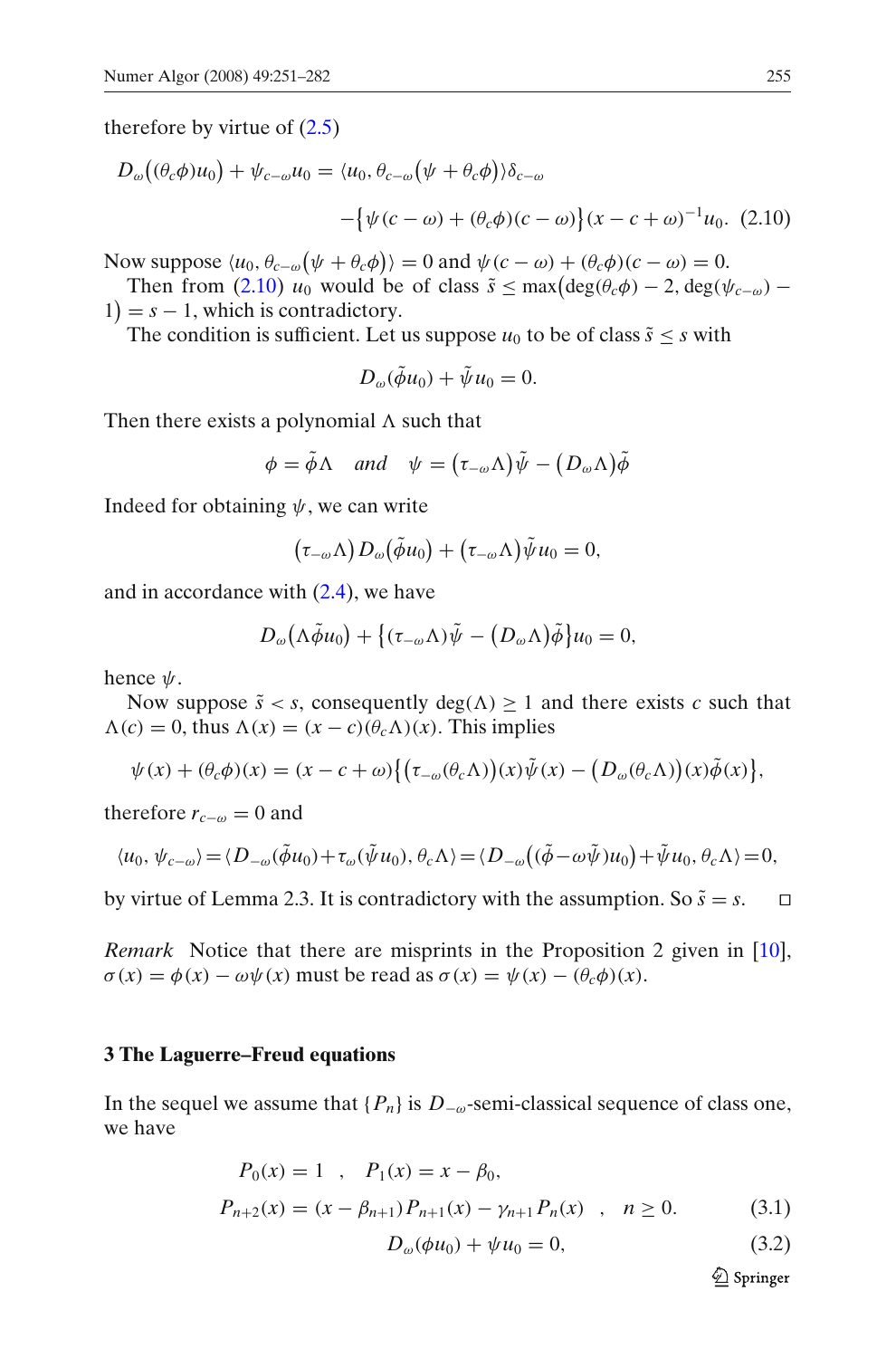therefore by virtue of (2.5)

$$D_\omega\big((\theta_c\phi)u_0\big) + \psi_{c-\omega}u_0 = \langle u_0, \theta_{c-\omega}\big(\psi + \theta_c\phi\big)\rangle\delta_{c-\omega}$$

$$-\big\{\psi(c-\omega) + (\theta_c\phi)(c-\omega)\big\}(x-c+\omega)^{-1}u_0. \quad (2.10)$$

Now suppose $\langle u_0, \theta_{c-\omega}\big(\psi + \theta_c\phi\big)\rangle = 0$ and $\psi(c-\omega) + (\theta_c\phi)(c-\omega) = 0$.

Then from (2.10) $u_0$ would be of class $\tilde{s} \leq \max\big(\deg(\theta_c\phi) - 2, \deg(\psi_{c-\omega}) - 1\big) = s - 1$, which is contradictory.

The condition is sufficient. Let us suppose $u_0$ to be of class $\tilde{s} \leq s$ with

$$D_\omega(\tilde{\phi}u_0) + \tilde{\psi}u_0 = 0.$$

Then there exists a polynomial $\Lambda$ such that

$$\phi = \tilde{\phi}\Lambda \quad \textit{and} \quad \psi = \big(\tau_{-\omega}\Lambda\big)\tilde{\psi} - \big(D_\omega\Lambda\big)\tilde{\phi}$$

Indeed for obtaining $\psi$, we can write

$$\big(\tau_{-\omega}\Lambda\big)D_\omega\big(\tilde{\phi}u_0\big) + \big(\tau_{-\omega}\Lambda\big)\tilde{\psi}u_0 = 0,$$

and in accordance with (2.4), we have

$$D_\omega\big(\Lambda\tilde{\phi}u_0\big) + \big\{(\tau_{-\omega}\Lambda)\tilde{\psi} - \big(D_\omega\Lambda\big)\tilde{\phi}\big\}u_0 = 0,$$

hence $\psi$.

Now suppose $\tilde{s} < s$, consequently $\deg(\Lambda) \geq 1$ and there exists $c$ such that $\Lambda(c) = 0$, thus $\Lambda(x) = (x-c)(\theta_c\Lambda)(x)$. This implies

$$\psi(x) + (\theta_c\phi)(x) = (x-c+\omega)\big\{\big(\tau_{-\omega}(\theta_c\Lambda)\big)(x)\tilde{\psi}(x) - \big(D_\omega(\theta_c\Lambda)\big)(x)\tilde{\phi}(x)\big\},$$

therefore $r_{c-\omega} = 0$ and

$$\langle u_0, \psi_{c-\omega}\rangle = \langle D_{-\omega}(\tilde{\phi}u_0) + \tau_\omega(\tilde{\psi}u_0), \theta_c\Lambda\rangle = \langle D_{-\omega}\big((\tilde{\phi} - \omega\tilde{\psi})u_0\big) + \tilde{\psi}u_0, \theta_c\Lambda\rangle = 0,$$

by virtue of Lemma 2.3. It is contradictory with the assumption. So $\tilde{s} = s$. $\square$

*Remark* Notice that there are misprints in the Proposition 2 given in [10], $\sigma(x) = \phi(x) - \omega\psi(x)$ must be read as $\sigma(x) = \psi(x) - (\theta_c\phi)(x)$.

## 3 The Laguerre–Freud equations

In the sequel we assume that $\{P_n\}$ is $D_{-\omega}$-semi-classical sequence of class one, we have

$$P_0(x) = 1 \quad , \quad P_1(x) = x - \beta_0,$$

$$P_{n+2}(x) = (x - \beta_{n+1})P_{n+1}(x) - \gamma_{n+1}P_n(x) \quad , \quad n \geq 0. \quad (3.1)$$

$$D_\omega(\phi u_0) + \psi u_0 = 0, \quad (3.2)$$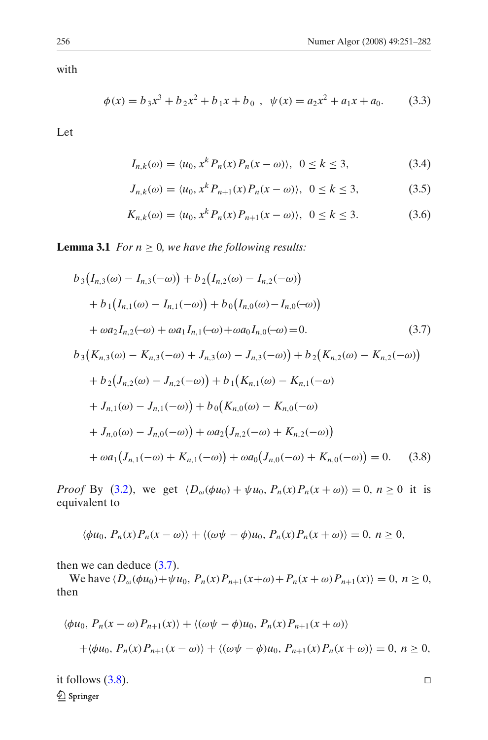with

$$\phi(x) = b_3 x^3 + b_2 x^2 + b_1 x + b_0 \ , \quad \psi(x) = a_2 x^2 + a_1 x + a_0. \tag{3.3}$$

Let

$$I_{n,k}(\omega) = \langle u_0, x^k P_n(x) P_n(x-\omega)\rangle, \ \ 0 \le k \le 3, \tag{3.4}$$

$$J_{n,k}(\omega) = \langle u_0, x^k P_{n+1}(x) P_n(x-\omega)\rangle, \ \ 0 \le k \le 3, \tag{3.5}$$

$$K_{n,k}(\omega) = \langle u_0, x^k P_n(x) P_{n+1}(x-\omega)\rangle, \ \ 0 \le k \le 3. \tag{3.6}$$

**Lemma 3.1** *For $n \ge 0$, we have the following results:*

$$\begin{aligned}
&b_3\big(I_{n,3}(\omega) - I_{n,3}(-\omega)\big) + b_2\big(I_{n,2}(\omega) - I_{n,2}(-\omega)\big) \\
&\quad + b_1\big(I_{n,1}(\omega) - I_{n,1}(-\omega)\big) + b_0\big(I_{n,0}(\omega) - I_{n,0}(-\omega)\big) \\
&\quad + \omega a_2 I_{n,2}(-\omega) + \omega a_1 I_{n,1}(-\omega) + \omega a_0 I_{n,0}(-\omega) = 0.
\end{aligned} \tag{3.7}$$

$$\begin{aligned}
&b_3\big(K_{n,3}(\omega) - K_{n,3}(-\omega) + J_{n,3}(\omega) - J_{n,3}(-\omega)\big) + b_2\big(K_{n,2}(\omega) - K_{n,2}(-\omega)\big) \\
&\quad + b_2\big(J_{n,2}(\omega) - J_{n,2}(-\omega)\big) + b_1\big(K_{n,1}(\omega) - K_{n,1}(-\omega) \\
&\quad + J_{n,1}(\omega) - J_{n,1}(-\omega)\big) + b_0\big(K_{n,0}(\omega) - K_{n,0}(-\omega) \\
&\quad + J_{n,0}(\omega) - J_{n,0}(-\omega)\big) + \omega a_2\big(J_{n,2}(-\omega) + K_{n,2}(-\omega)\big) \\
&\quad + \omega a_1\big(J_{n,1}(-\omega) + K_{n,1}(-\omega)\big) + \omega a_0\big(J_{n,0}(-\omega) + K_{n,0}(-\omega)\big) = 0.
\end{aligned} \tag{3.8}$$

*Proof* By (3.2), we get $\langle D_\omega(\phi u_0) + \psi u_0, P_n(x) P_n(x+\omega)\rangle = 0$, $n \ge 0$ it is equivalent to

$$\langle \phi u_0, P_n(x) P_n(x-\omega)\rangle + \langle (\omega\psi - \phi) u_0, P_n(x) P_n(x+\omega)\rangle = 0, \ n \ge 0,$$

then we can deduce (3.7).

We have $\langle D_\omega(\phi u_0) + \psi u_0, P_n(x) P_{n+1}(x+\omega) + P_n(x+\omega) P_{n+1}(x)\rangle = 0$, $n \ge 0$, then

$$\begin{aligned}
&\langle \phi u_0, P_n(x-\omega) P_{n+1}(x)\rangle + \langle (\omega\psi - \phi) u_0, P_n(x) P_{n+1}(x+\omega)\rangle \\
&\quad + \langle \phi u_0, P_n(x) P_{n+1}(x-\omega)\rangle + \langle (\omega\psi - \phi) u_0, P_{n+1}(x) P_n(x+\omega)\rangle = 0, \ n \ge 0,
\end{aligned}$$

it follows (3.8). □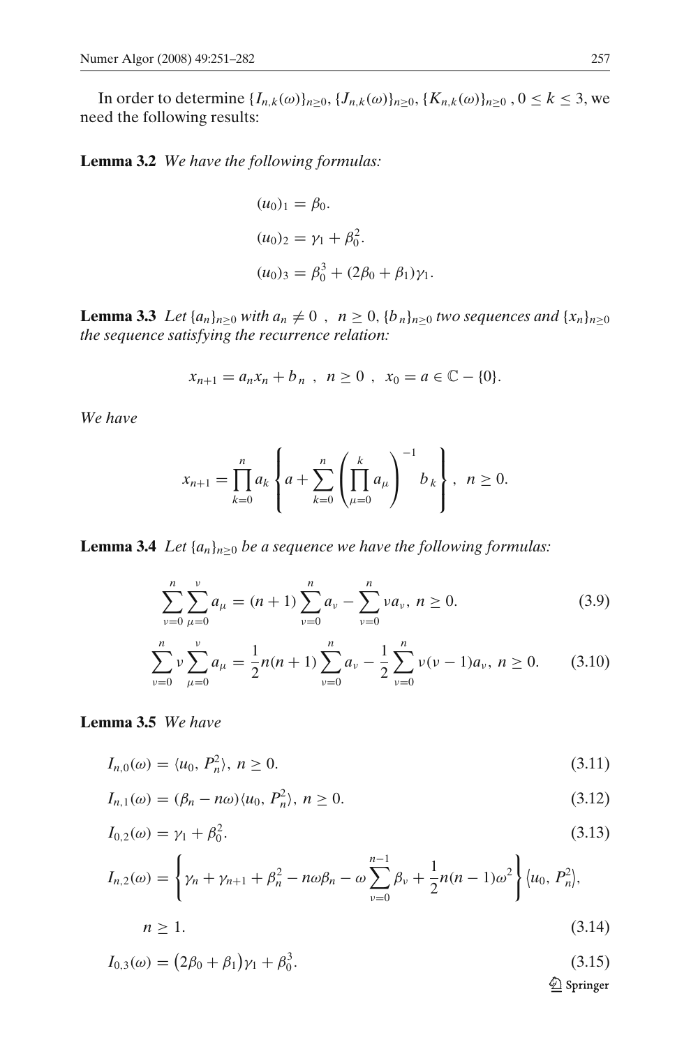In order to determine $\{I_{n,k}(\omega)\}_{n\geq 0}, \{J_{n,k}(\omega)\}_{n\geq 0}, \{K_{n,k}(\omega)\}_{n\geq 0}$ , $0 \leq k \leq 3$, we need the following results:

**Lemma 3.2** *We have the following formulas:*

$$(u_0)_1 = \beta_0.$$

$$(u_0)_2 = \gamma_1 + \beta_0^2.$$

$$(u_0)_3 = \beta_0^3 + (2\beta_0 + \beta_1)\gamma_1.$$

**Lemma 3.3** *Let $\{a_n\}_{n\geq 0}$ with $a_n \neq 0$ , $n \geq 0$, $\{b_n\}_{n\geq 0}$ two sequences and $\{x_n\}_{n\geq 0}$ the sequence satisfying the recurrence relation:*

$$x_{n+1} = a_n x_n + b_n \ , \ n \geq 0 \ , \ x_0 = a \in \mathbb{C} - \{0\}.$$

*We have*

$$x_{n+1} = \prod_{k=0}^{n} a_k \left\{ a + \sum_{k=0}^{n} \left( \prod_{\mu=0}^{k} a_\mu \right)^{-1} b_k \right\}, \ n \geq 0.$$

**Lemma 3.4** *Let $\{a_n\}_{n\geq 0}$ be a sequence we have the following formulas:*

$$\sum_{\nu=0}^{n} \sum_{\mu=0}^{\nu} a_\mu = (n+1) \sum_{\nu=0}^{n} a_\nu - \sum_{\nu=0}^{n} \nu a_\nu, \ n \geq 0. \tag{3.9}$$

$$\sum_{\nu=0}^{n} \nu \sum_{\mu=0}^{\nu} a_\mu = \frac{1}{2} n(n+1) \sum_{\nu=0}^{n} a_\nu - \frac{1}{2} \sum_{\nu=0}^{n} \nu(\nu-1) a_\nu, \ n \geq 0. \tag{3.10}$$

**Lemma 3.5** *We have*

$$I_{n,0}(\omega) = \langle u_0, P_n^2 \rangle, \ n \geq 0. \tag{3.11}$$

$$I_{n,1}(\omega) = (\beta_n - n\omega)\langle u_0, P_n^2 \rangle, \ n \geq 0. \tag{3.12}$$

$$I_{0,2}(\omega) = \gamma_1 + \beta_0^2. \tag{3.13}$$

$$I_{n,2}(\omega) = \left\{ \gamma_n + \gamma_{n+1} + \beta_n^2 - n\omega\beta_n - \omega \sum_{\nu=0}^{n-1} \beta_\nu + \frac{1}{2} n(n-1)\omega^2 \right\} \langle u_0, P_n^2 \rangle,$$
$$n \geq 1. \tag{3.14}$$

$$I_{0,3}(\omega) = \big(2\beta_0 + \beta_1\big)\gamma_1 + \beta_0^3. \tag{3.15}$$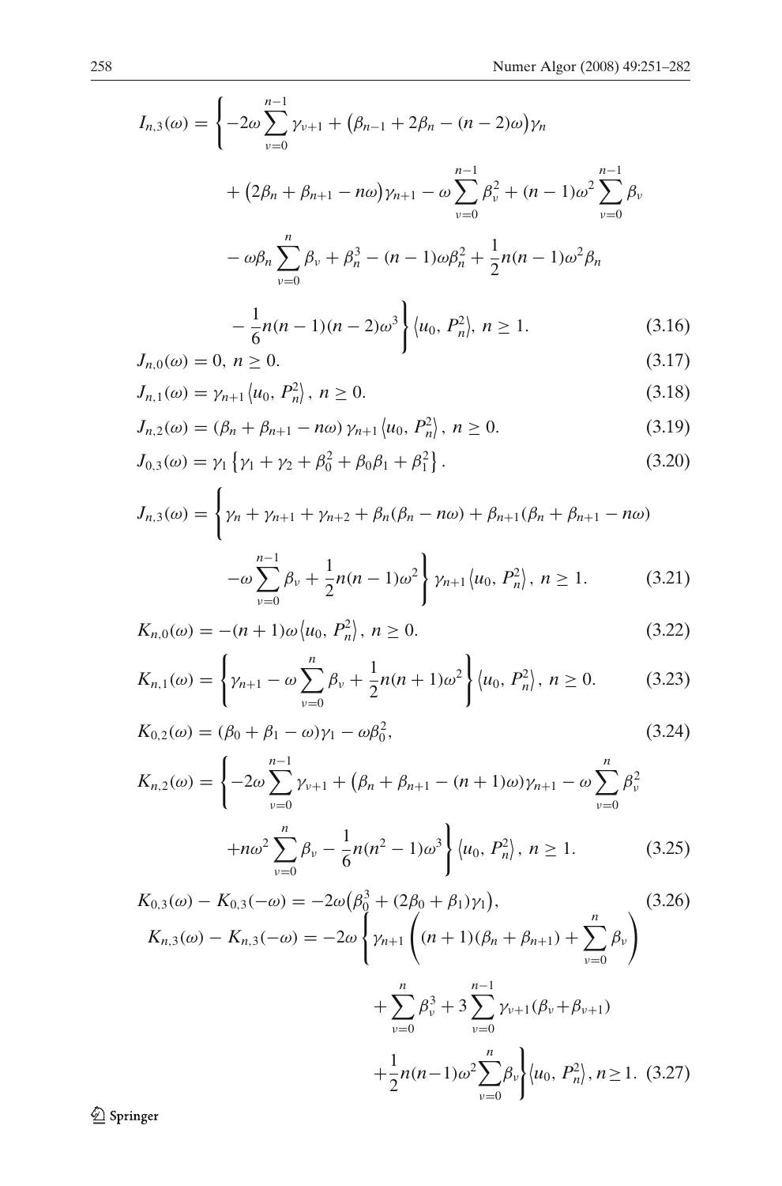$$
\begin{aligned}
I_{n,3}(\omega) = \Bigg\{ & -2\omega \sum_{\nu=0}^{n-1} \gamma_{\nu+1} + \big(\beta_{n-1} + 2\beta_n - (n-2)\omega\big)\gamma_n \\
& + \big(2\beta_n + \beta_{n+1} - n\omega\big)\gamma_{n+1} - \omega \sum_{\nu=0}^{n-1} \beta_\nu^2 + (n-1)\omega^2 \sum_{\nu=0}^{n-1} \beta_\nu \\
& - \omega\beta_n \sum_{\nu=0}^{n} \beta_\nu + \beta_n^3 - (n-1)\omega\beta_n^2 + \frac{1}{2}n(n-1)\omega^2\beta_n \\
& - \frac{1}{6}n(n-1)(n-2)\omega^3 \Bigg\} \langle u_0, P_n^2 \rangle,\ n \geq 1. \qquad (3.16)
\end{aligned}
$$

$$
J_{n,0}(\omega) = 0,\ n \geq 0. \qquad (3.17)
$$

$$
J_{n,1}(\omega) = \gamma_{n+1} \langle u_0, P_n^2 \rangle,\ n \geq 0. \qquad (3.18)
$$

$$
J_{n,2}(\omega) = (\beta_n + \beta_{n+1} - n\omega)\, \gamma_{n+1} \langle u_0, P_n^2 \rangle,\ n \geq 0. \qquad (3.19)
$$

$$
J_{0,3}(\omega) = \gamma_1 \left\{ \gamma_1 + \gamma_2 + \beta_0^2 + \beta_0\beta_1 + \beta_1^2 \right\}. \qquad (3.20)
$$

$$
\begin{aligned}
J_{n,3}(\omega) = \Bigg\{ & \gamma_n + \gamma_{n+1} + \gamma_{n+2} + \beta_n(\beta_n - n\omega) + \beta_{n+1}(\beta_n + \beta_{n+1} - n\omega) \\
& - \omega \sum_{\nu=0}^{n-1} \beta_\nu + \frac{1}{2}n(n-1)\omega^2 \Bigg\} \gamma_{n+1} \langle u_0, P_n^2 \rangle,\ n \geq 1. \qquad (3.21)
\end{aligned}
$$

$$
K_{n,0}(\omega) = -(n+1)\omega \langle u_0, P_n^2 \rangle,\ n \geq 0. \qquad (3.22)
$$

$$
K_{n,1}(\omega) = \left\{ \gamma_{n+1} - \omega \sum_{\nu=0}^{n} \beta_\nu + \frac{1}{2}n(n+1)\omega^2 \right\} \langle u_0, P_n^2 \rangle,\ n \geq 0. \qquad (3.23)
$$

$$
K_{0,2}(\omega) = (\beta_0 + \beta_1 - \omega)\gamma_1 - \omega\beta_0^2, \qquad (3.24)
$$

$$
\begin{aligned}
K_{n,2}(\omega) = \Bigg\{ & -2\omega \sum_{\nu=0}^{n-1} \gamma_{\nu+1} + \big(\beta_n + \beta_{n+1} - (n+1)\omega\big)\gamma_{n+1} - \omega \sum_{\nu=0}^{n} \beta_\nu^2 \\
& + n\omega^2 \sum_{\nu=0}^{n} \beta_\nu - \frac{1}{6}n(n^2-1)\omega^3 \Bigg\} \langle u_0, P_n^2 \rangle,\ n \geq 1. \qquad (3.25)
\end{aligned}
$$

$$
K_{0,3}(\omega) - K_{0,3}(-\omega) = -2\omega\big(\beta_0^3 + (2\beta_0 + \beta_1)\gamma_1\big), \qquad (3.26)
$$

$$
\begin{aligned}
K_{n,3}(\omega) - K_{n,3}(-\omega) = -2\omega \Bigg\{ & \gamma_{n+1} \left( (n+1)(\beta_n + \beta_{n+1}) + \sum_{\nu=0}^{n} \beta_\nu \right) \\
& + \sum_{\nu=0}^{n} \beta_\nu^3 + 3 \sum_{\nu=0}^{n-1} \gamma_{\nu+1}(\beta_\nu + \beta_{\nu+1}) \\
& + \frac{1}{2}n(n-1)\omega^2 \sum_{\nu=0}^{n} \beta_\nu \Bigg\} \langle u_0, P_n^2 \rangle,\ n \geq 1. \qquad (3.27)
\end{aligned}
$$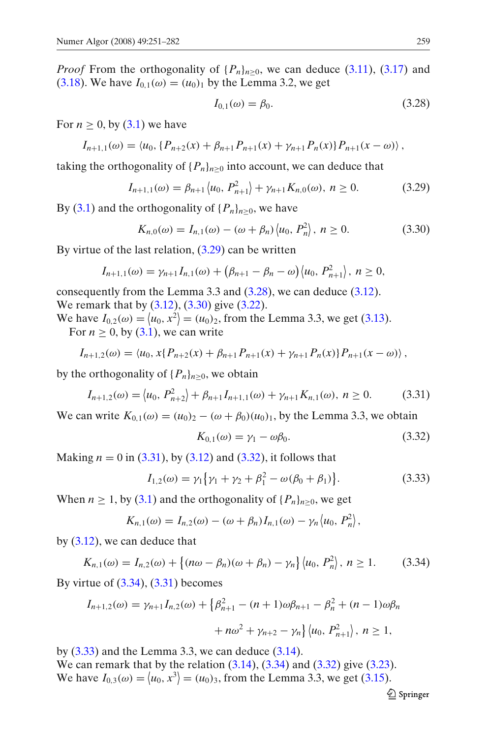*Proof* From the orthogonality of $\{P_n\}_{n\geq 0}$, we can deduce (3.11), (3.17) and (3.18). We have $I_{0,1}(\omega) = (u_0)_1$ by the Lemma 3.2, we get

$$I_{0,1}(\omega) = \beta_0. \tag{3.28}$$

For $n \geq 0$, by (3.1) we have

$$I_{n+1,1}(\omega) = \langle u_0, \{P_{n+2}(x) + \beta_{n+1}P_{n+1}(x) + \gamma_{n+1}P_n(x)\}P_{n+1}(x-\omega)\rangle ,$$

taking the orthogonality of $\{P_n\}_{n\geq 0}$ into account, we can deduce that

$$I_{n+1,1}(\omega) = \beta_{n+1}\langle u_0, P_{n+1}^2\rangle + \gamma_{n+1}K_{n,0}(\omega),\ n \geq 0. \tag{3.29}$$

By (3.1) and the orthogonality of $\{P_n\}_{n\geq 0}$, we have

$$K_{n,0}(\omega) = I_{n,1}(\omega) - (\omega + \beta_n)\langle u_0, P_n^2\rangle,\ n \geq 0. \tag{3.30}$$

By virtue of the last relation, (3.29) can be written

$$I_{n+1,1}(\omega) = \gamma_{n+1}I_{n,1}(\omega) + \big(\beta_{n+1} - \beta_n - \omega\big)\langle u_0, P_{n+1}^2\rangle,\ n \geq 0,$$

consequently from the Lemma 3.3 and (3.28), we can deduce (3.12).
We remark that by (3.12), (3.30) give (3.22).
We have $I_{0,2}(\omega) = \langle u_0, x^2\rangle = (u_0)_2$, from the Lemma 3.3, we get (3.13).
For $n \geq 0$, by (3.1), we can write

$$I_{n+1,2}(\omega) = \langle u_0, x\{P_{n+2}(x) + \beta_{n+1}P_{n+1}(x) + \gamma_{n+1}P_n(x)\}P_{n+1}(x-\omega)\rangle ,$$

by the orthogonality of $\{P_n\}_{n\geq 0}$, we obtain

$$I_{n+1,2}(\omega) = \langle u_0, P_{n+2}^2\rangle + \beta_{n+1}I_{n+1,1}(\omega) + \gamma_{n+1}K_{n,1}(\omega),\ n \geq 0. \tag{3.31}$$

We can write $K_{0,1}(\omega) = (u_0)_2 - (\omega + \beta_0)(u_0)_1$, by the Lemma 3.3, we obtain

$$K_{0,1}(\omega) = \gamma_1 - \omega\beta_0. \tag{3.32}$$

Making $n = 0$ in (3.31), by (3.12) and (3.32), it follows that

$$I_{1,2}(\omega) = \gamma_1\{\gamma_1 + \gamma_2 + \beta_1^2 - \omega(\beta_0 + \beta_1)\}. \tag{3.33}$$

When $n \geq 1$, by (3.1) and the orthogonality of $\{P_n\}_{n\geq 0}$, we get

$$K_{n,1}(\omega) = I_{n,2}(\omega) - (\omega + \beta_n)I_{n,1}(\omega) - \gamma_n\langle u_0, P_n^2\rangle,$$

by (3.12), we can deduce that

$$K_{n,1}(\omega) = I_{n,2}(\omega) + \{(n\omega - \beta_n)(\omega + \beta_n) - \gamma_n\}\langle u_0, P_n^2\rangle,\ n \geq 1. \tag{3.34}$$

By virtue of (3.34), (3.31) becomes

$$I_{n+1,2}(\omega) = \gamma_{n+1}I_{n,2}(\omega) + \big\{\beta_{n+1}^2 - (n+1)\omega\beta_{n+1} - \beta_n^2 + (n-1)\omega\beta_n + n\omega^2 + \gamma_{n+2} - \gamma_n\big\}\langle u_0, P_{n+1}^2\rangle,\ n \geq 1,$$

by (3.33) and the Lemma 3.3, we can deduce (3.14).
We can remark that by the relation (3.14), (3.34) and (3.32) give (3.23).
We have $I_{0,3}(\omega) = \langle u_0, x^3\rangle = (u_0)_3$, from the Lemma 3.3, we get (3.15).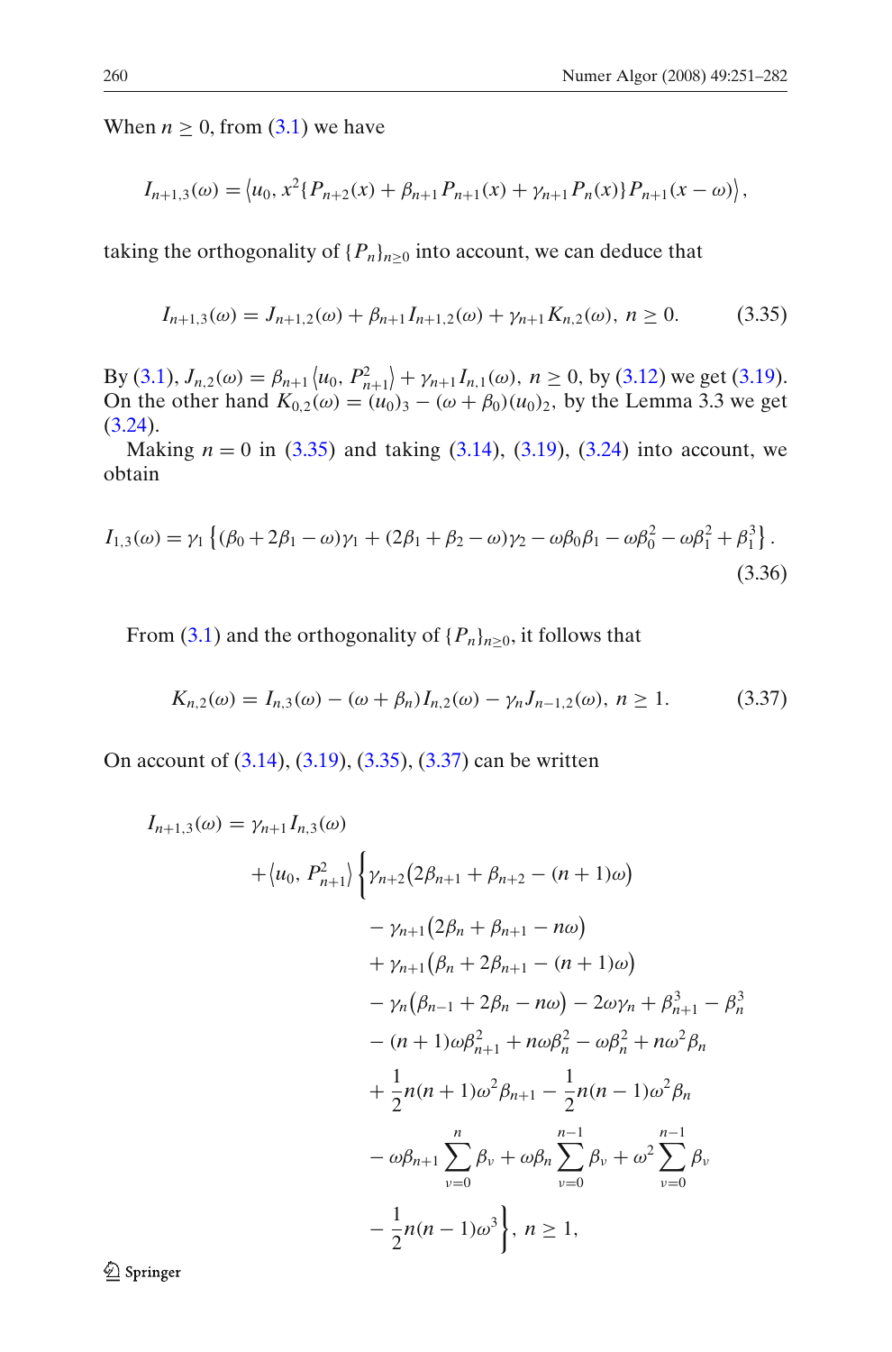When $n \geq 0$, from (3.1) we have

$$I_{n+1,3}(\omega) = \left\langle u_0, x^2\{P_{n+2}(x) + \beta_{n+1}P_{n+1}(x) + \gamma_{n+1}P_n(x)\}P_{n+1}(x-\omega)\right\rangle,$$

taking the orthogonality of $\{P_n\}_{n\geq 0}$ into account, we can deduce that

$$I_{n+1,3}(\omega) = J_{n+1,2}(\omega) + \beta_{n+1}I_{n+1,2}(\omega) + \gamma_{n+1}K_{n,2}(\omega),\ n \geq 0. \tag{3.35}$$

By (3.1), $J_{n,2}(\omega) = \beta_{n+1}\left\langle u_0, P_{n+1}^2\right\rangle + \gamma_{n+1}I_{n,1}(\omega)$, $n \geq 0$, by (3.12) we get (3.19). On the other hand $K_{0,2}(\omega) = (u_0)_3 - (\omega + \beta_0)(u_0)_2$, by the Lemma 3.3 we get (3.24).

Making $n = 0$ in (3.35) and taking (3.14), (3.19), (3.24) into account, we obtain

$$I_{1,3}(\omega) = \gamma_1\left\{(\beta_0 + 2\beta_1 - \omega)\gamma_1 + (2\beta_1 + \beta_2 - \omega)\gamma_2 - \omega\beta_0\beta_1 - \omega\beta_0^2 - \omega\beta_1^2 + \beta_1^3\right\}. \tag{3.36}$$

From (3.1) and the orthogonality of $\{P_n\}_{n\geq 0}$, it follows that

$$K_{n,2}(\omega) = I_{n,3}(\omega) - (\omega + \beta_n)I_{n,2}(\omega) - \gamma_n J_{n-1,2}(\omega),\ n \geq 1. \tag{3.37}$$

On account of (3.14), (3.19), (3.35), (3.37) can be written

$$\begin{aligned}
I_{n+1,3}(\omega) = {} & \gamma_{n+1}I_{n,3}(\omega) \\
& + \left\langle u_0, P_{n+1}^2\right\rangle \Big\{\gamma_{n+2}\big(2\beta_{n+1} + \beta_{n+2} - (n+1)\omega\big) \\
& \quad - \gamma_{n+1}\big(2\beta_n + \beta_{n+1} - n\omega\big) \\
& \quad + \gamma_{n+1}\big(\beta_n + 2\beta_{n+1} - (n+1)\omega\big) \\
& \quad - \gamma_n\big(\beta_{n-1} + 2\beta_n - n\omega\big) - 2\omega\gamma_n + \beta_{n+1}^3 - \beta_n^3 \\
& \quad - (n+1)\omega\beta_{n+1}^2 + n\omega\beta_n^2 - \omega\beta_n^2 + n\omega^2\beta_n \\
& \quad + \frac{1}{2}n(n+1)\omega^2\beta_{n+1} - \frac{1}{2}n(n-1)\omega^2\beta_n \\
& \quad - \omega\beta_{n+1}\sum_{\nu=0}^{n}\beta_\nu + \omega\beta_n\sum_{\nu=0}^{n-1}\beta_\nu + \omega^2\sum_{\nu=0}^{n-1}\beta_\nu \\
& \quad - \frac{1}{2}n(n-1)\omega^3\Big\},\ n \geq 1,
\end{aligned}$$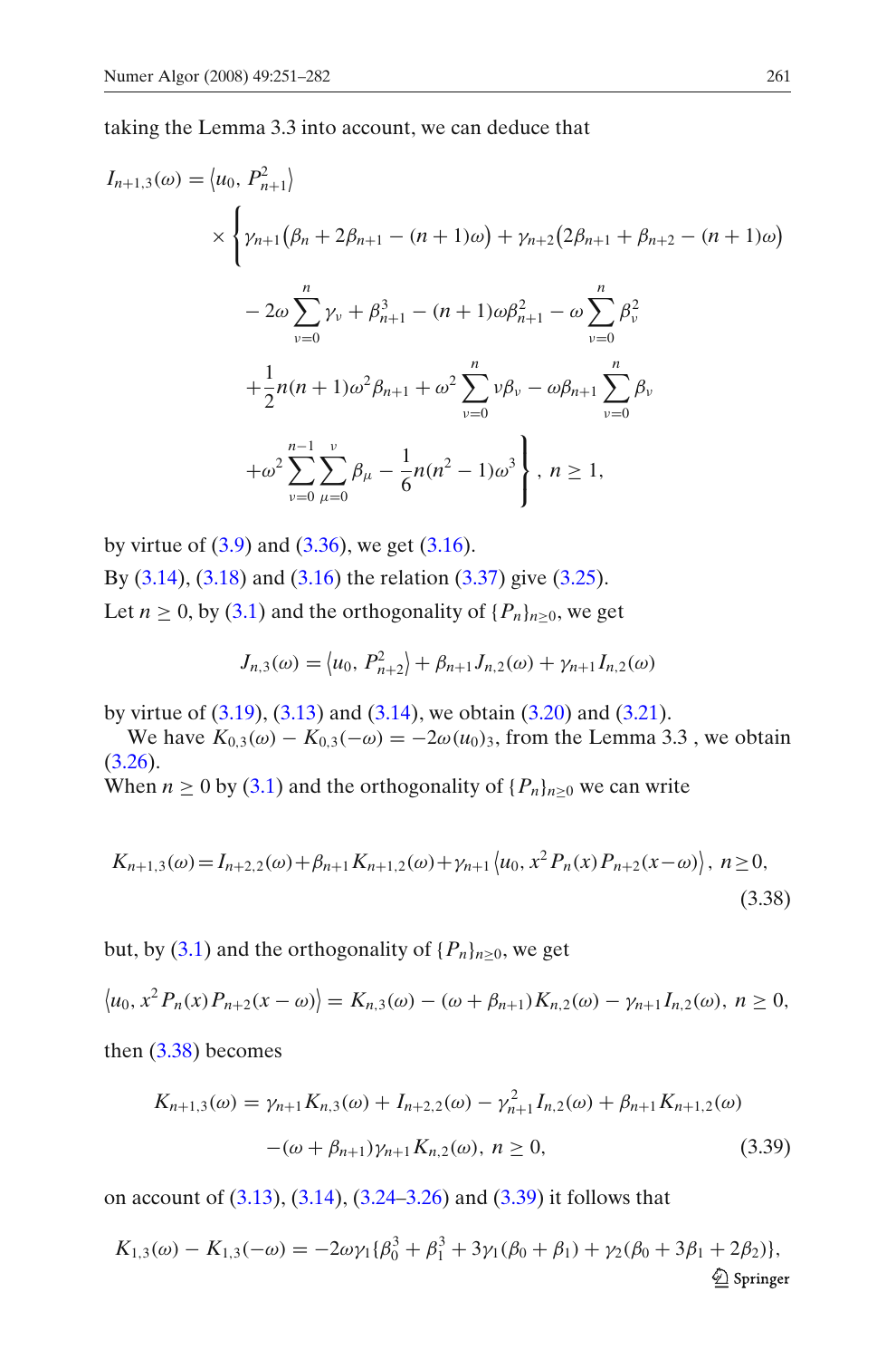taking the Lemma 3.3 into account, we can deduce that

$$
\begin{aligned}
I_{n+1,3}(\omega) = \langle u_0, P_{n+1}^2 \rangle
&\times \Bigg\{ \gamma_{n+1}\big(\beta_n + 2\beta_{n+1} - (n+1)\omega\big) + \gamma_{n+2}\big(2\beta_{n+1} + \beta_{n+2} - (n+1)\omega\big) \\
&- 2\omega \sum_{\nu=0}^{n} \gamma_\nu + \beta_{n+1}^3 - (n+1)\omega\beta_{n+1}^2 - \omega \sum_{\nu=0}^{n} \beta_\nu^2 \\
&+ \frac{1}{2} n(n+1)\omega^2 \beta_{n+1} + \omega^2 \sum_{\nu=0}^{n} \nu\beta_\nu - \omega\beta_{n+1} \sum_{\nu=0}^{n} \beta_\nu \\
&+ \omega^2 \sum_{\nu=0}^{n-1} \sum_{\mu=0}^{\nu} \beta_\mu - \frac{1}{6} n(n^2-1)\omega^3 \Bigg\}, \; n \geq 1,
\end{aligned}
$$

by virtue of (3.9) and (3.36), we get (3.16).
By (3.14), (3.18) and (3.16) the relation (3.37) give (3.25).
Let $n \geq 0$, by (3.1) and the orthogonality of $\{P_n\}_{n\geq 0}$, we get

$$
J_{n,3}(\omega) = \langle u_0, P_{n+2}^2 \rangle + \beta_{n+1} J_{n,2}(\omega) + \gamma_{n+1} I_{n,2}(\omega)
$$

by virtue of (3.19), (3.13) and (3.14), we obtain (3.20) and (3.21).
We have $K_{0,3}(\omega) - K_{0,3}(-\omega) = -2\omega(u_0)_3$, from the Lemma 3.3 , we obtain (3.26).
When $n \geq 0$ by (3.1) and the orthogonality of $\{P_n\}_{n\geq 0}$ we can write

$$
K_{n+1,3}(\omega) = I_{n+2,2}(\omega) + \beta_{n+1} K_{n+1,2}(\omega) + \gamma_{n+1} \langle u_0, x^2 P_n(x) P_{n+2}(x-\omega) \rangle, \; n \geq 0, \tag{3.38}
$$

but, by (3.1) and the orthogonality of $\{P_n\}_{n\geq 0}$, we get

$$
\langle u_0, x^2 P_n(x) P_{n+2}(x-\omega) \rangle = K_{n,3}(\omega) - (\omega + \beta_{n+1}) K_{n,2}(\omega) - \gamma_{n+1} I_{n,2}(\omega), \; n \geq 0,
$$

then (3.38) becomes

$$
\begin{aligned}
K_{n+1,3}(\omega) = \gamma_{n+1} K_{n,3}(\omega) + I_{n+2,2}(\omega) - \gamma_{n+1}^2 I_{n,2}(\omega) + \beta_{n+1} K_{n+1,2}(\omega) \\
-(\omega + \beta_{n+1})\gamma_{n+1} K_{n,2}(\omega), \; n \geq 0,
\end{aligned} \tag{3.39}
$$

on account of (3.13), (3.14), (3.24–3.26) and (3.39) it follows that

$$
K_{1,3}(\omega) - K_{1,3}(-\omega) = -2\omega\gamma_1 \{\beta_0^3 + \beta_1^3 + 3\gamma_1(\beta_0 + \beta_1) + \gamma_2(\beta_0 + 3\beta_1 + 2\beta_2)\},
$$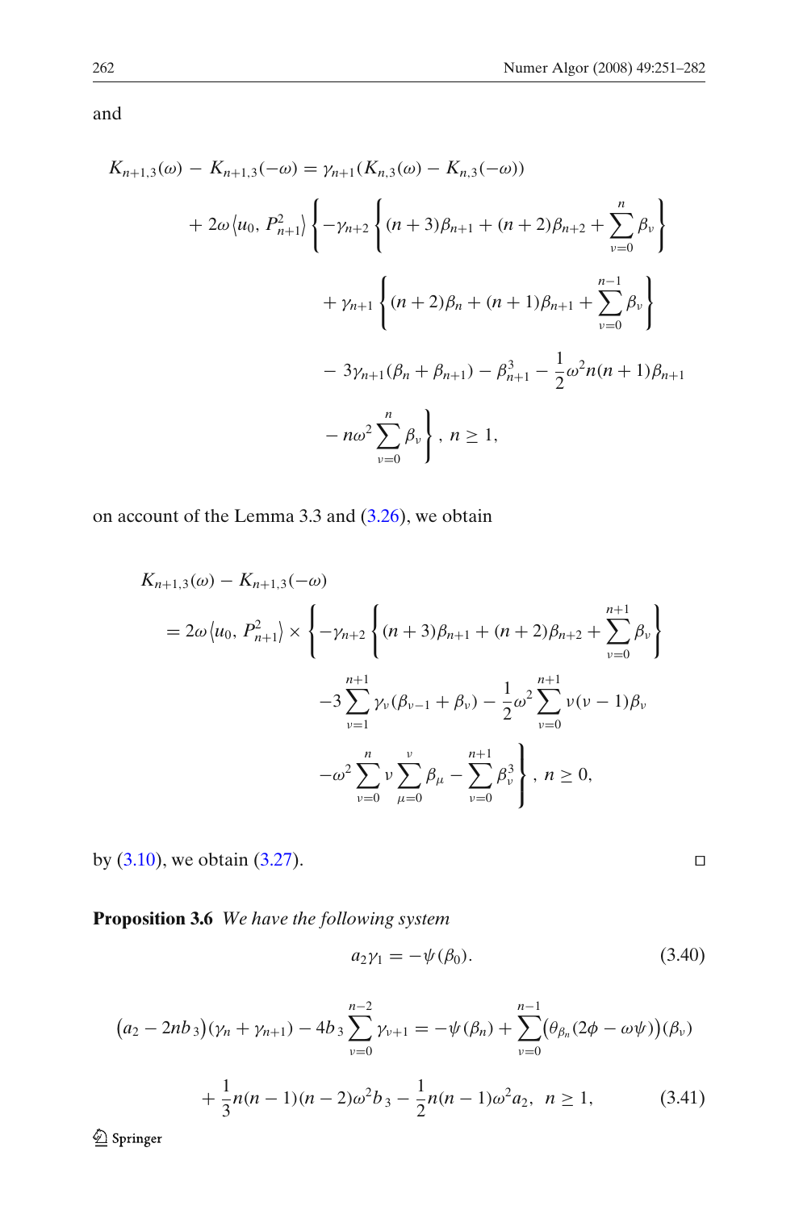and

$$
\begin{aligned}
K_{n+1,3}(\omega) - K_{n+1,3}(-\omega) &= \gamma_{n+1}(K_{n,3}(\omega) - K_{n,3}(-\omega)) \\
&+ 2\omega\langle u_0, P_{n+1}^2\rangle \Bigg\{-\gamma_{n+2}\Bigg\{(n+3)\beta_{n+1} + (n+2)\beta_{n+2} + \sum_{\nu=0}^{n}\beta_\nu\Bigg\} \\
&\quad + \gamma_{n+1}\Bigg\{(n+2)\beta_n + (n+1)\beta_{n+1} + \sum_{\nu=0}^{n-1}\beta_\nu\Bigg\} \\
&\quad - 3\gamma_{n+1}(\beta_n + \beta_{n+1}) - \beta_{n+1}^3 - \frac{1}{2}\omega^2 n(n+1)\beta_{n+1} \\
&\quad - n\omega^2\sum_{\nu=0}^{n}\beta_\nu\Bigg\},\ n \geq 1,
\end{aligned}
$$

on account of the Lemma 3.3 and (3.26), we obtain

$$
\begin{aligned}
&K_{n+1,3}(\omega) - K_{n+1,3}(-\omega) \\
&= 2\omega\langle u_0, P_{n+1}^2\rangle \times \Bigg\{-\gamma_{n+2}\Bigg\{(n+3)\beta_{n+1} + (n+2)\beta_{n+2} + \sum_{\nu=0}^{n+1}\beta_\nu\Bigg\} \\
&\quad -3\sum_{\nu=1}^{n+1}\gamma_\nu(\beta_{\nu-1} + \beta_\nu) - \frac{1}{2}\omega^2\sum_{\nu=0}^{n+1}\nu(\nu-1)\beta_\nu \\
&\quad -\omega^2\sum_{\nu=0}^{n}\nu\sum_{\mu=0}^{\nu}\beta_\mu - \sum_{\nu=0}^{n+1}\beta_\nu^3\Bigg\},\ n \geq 0,
\end{aligned}
$$

by (3.10), we obtain (3.27). □

**Proposition 3.6** *We have the following system*

$$
a_2\gamma_1 = -\psi(\beta_0). \tag{3.40}
$$

$$
\begin{aligned}
\big(a_2 - 2nb_3\big)(\gamma_n + \gamma_{n+1}) - 4b_3\sum_{\nu=0}^{n-2}\gamma_{\nu+1} &= -\psi(\beta_n) + \sum_{\nu=0}^{n-1}\big(\theta_{\beta_n}(2\phi - \omega\psi)\big)(\beta_\nu) \\
&+ \frac{1}{3}n(n-1)(n-2)\omega^2 b_3 - \frac{1}{2}n(n-1)\omega^2 a_2,\ \ n \geq 1,
\end{aligned} \tag{3.41}
$$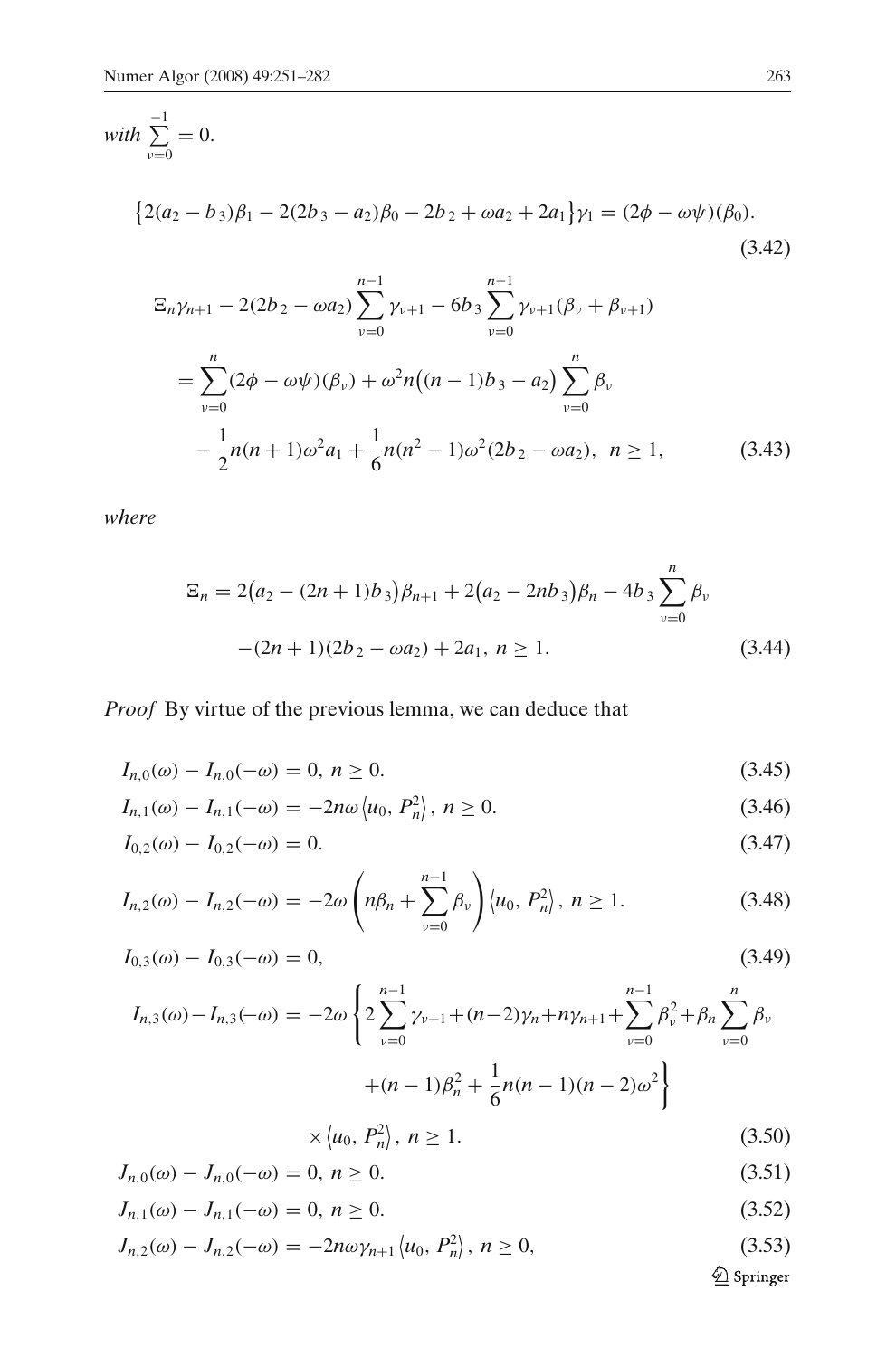*with* $\sum_{\nu=0}^{-1} = 0.$

$$\left\{2(a_2 - b_3)\beta_1 - 2(2b_3 - a_2)\beta_0 - 2b_2 + \omega a_2 + 2a_1\right\}\gamma_1 = (2\phi - \omega\psi)(\beta_0). \tag{3.42}$$

$$\begin{aligned}
\Xi_n \gamma_{n+1} - 2(2b_2 - \omega a_2)\sum_{\nu=0}^{n-1}\gamma_{\nu+1} - 6b_3\sum_{\nu=0}^{n-1}\gamma_{\nu+1}(\beta_\nu + \beta_{\nu+1}) \\
= \sum_{\nu=0}^{n}(2\phi - \omega\psi)(\beta_\nu) + \omega^2 n\big((n-1)b_3 - a_2\big)\sum_{\nu=0}^{n}\beta_\nu \\
- \frac{1}{2}n(n+1)\omega^2 a_1 + \frac{1}{6}n(n^2-1)\omega^2(2b_2 - \omega a_2),\ \ n \geq 1,
\end{aligned} \tag{3.43}$$

*where*

$$\begin{aligned}
\Xi_n = 2\big(a_2 - (2n+1)b_3\big)\beta_{n+1} + 2\big(a_2 - 2nb_3\big)\beta_n - 4b_3\sum_{\nu=0}^{n}\beta_\nu \\
-(2n+1)(2b_2 - \omega a_2) + 2a_1,\ n \geq 1.
\end{aligned} \tag{3.44}$$

*Proof* By virtue of the previous lemma, we can deduce that

$$I_{n,0}(\omega) - I_{n,0}(-\omega) = 0,\ n \geq 0. \tag{3.45}$$

$$I_{n,1}(\omega) - I_{n,1}(-\omega) = -2n\omega\left\langle u_0, P_n^2\right\rangle,\ n \geq 0. \tag{3.46}$$

$$I_{0,2}(\omega) - I_{0,2}(-\omega) = 0. \tag{3.47}$$

$$I_{n,2}(\omega) - I_{n,2}(-\omega) = -2\omega\left(n\beta_n + \sum_{\nu=0}^{n-1}\beta_\nu\right)\left\langle u_0, P_n^2\right\rangle,\ n \geq 1. \tag{3.48}$$

$$I_{0,3}(\omega) - I_{0,3}(-\omega) = 0, \tag{3.49}$$

$$\begin{aligned}
I_{n,3}(\omega) - I_{n,3}(-\omega) = -2\omega\Bigg\{2\sum_{\nu=0}^{n-1}\gamma_{\nu+1} + (n-2)\gamma_n + n\gamma_{n+1} + \sum_{\nu=0}^{n-1}\beta_\nu^2 + \beta_n\sum_{\nu=0}^{n}\beta_\nu \\
+(n-1)\beta_n^2 + \frac{1}{6}n(n-1)(n-2)\omega^2\Bigg\} \\
\times\left\langle u_0, P_n^2\right\rangle,\ n \geq 1.
\end{aligned} \tag{3.50}$$

$$J_{n,0}(\omega) - J_{n,0}(-\omega) = 0,\ n \geq 0. \tag{3.51}$$

$$J_{n,1}(\omega) - J_{n,1}(-\omega) = 0,\ n \geq 0. \tag{3.52}$$

$$J_{n,2}(\omega) - J_{n,2}(-\omega) = -2n\omega\gamma_{n+1}\left\langle u_0, P_n^2\right\rangle,\ n \geq 0, \tag{3.53}$$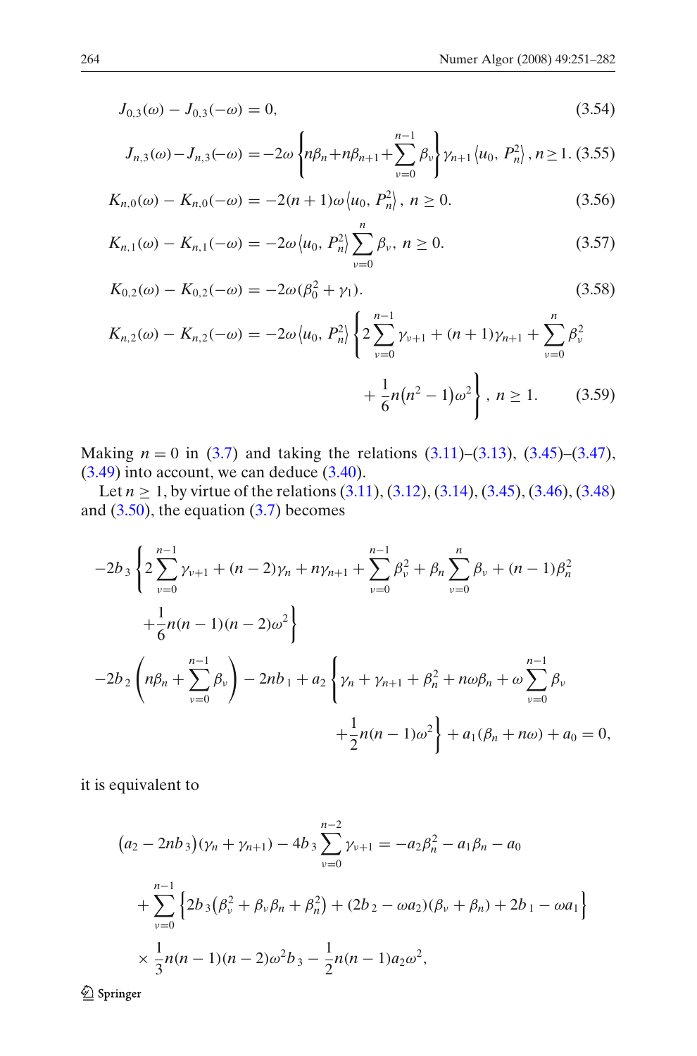$$J_{0,3}(\omega) - J_{0,3}(-\omega) = 0, \tag{3.54}$$

$$J_{n,3}(\omega) - J_{n,3}(-\omega) = -2\omega \left\{ n\beta_n + n\beta_{n+1} + \sum_{\nu=0}^{n-1} \beta_\nu \right\} \gamma_{n+1} \left\langle u_0, P_n^2 \right\rangle, n \geq 1. \tag{3.55}$$

$$K_{n,0}(\omega) - K_{n,0}(-\omega) = -2(n+1)\omega \left\langle u_0, P_n^2 \right\rangle, \ n \geq 0. \tag{3.56}$$

$$K_{n,1}(\omega) - K_{n,1}(-\omega) = -2\omega \left\langle u_0, P_n^2 \right\rangle \sum_{\nu=0}^{n} \beta_\nu, \ n \geq 0. \tag{3.57}$$

$$K_{0,2}(\omega) - K_{0,2}(-\omega) = -2\omega(\beta_0^2 + \gamma_1). \tag{3.58}$$

$$K_{n,2}(\omega) - K_{n,2}(-\omega) = -2\omega \left\langle u_0, P_n^2 \right\rangle \left\{ 2\sum_{\nu=0}^{n-1} \gamma_{\nu+1} + (n+1)\gamma_{n+1} + \sum_{\nu=0}^{n} \beta_\nu^2 + \frac{1}{6} n\left(n^2 - 1\right)\omega^2 \right\}, \ n \geq 1. \tag{3.59}$$

Making $n = 0$ in (3.7) and taking the relations (3.11)–(3.13), (3.45)–(3.47), (3.49) into account, we can deduce (3.40).

Let $n \geq 1$, by virtue of the relations (3.11), (3.12), (3.14), (3.45), (3.46), (3.48) and (3.50), the equation (3.7) becomes

$$\begin{aligned}
&-2b_3 \left\{ 2\sum_{\nu=0}^{n-1} \gamma_{\nu+1} + (n-2)\gamma_n + n\gamma_{n+1} + \sum_{\nu=0}^{n-1} \beta_\nu^2 + \beta_n \sum_{\nu=0}^{n} \beta_\nu + (n-1)\beta_n^2 + \frac{1}{6} n(n-1)(n-2)\omega^2 \right\} \\
&-2b_2 \left( n\beta_n + \sum_{\nu=0}^{n-1} \beta_\nu \right) - 2nb_1 + a_2 \left\{ \gamma_n + \gamma_{n+1} + \beta_n^2 + n\omega\beta_n + \omega \sum_{\nu=0}^{n-1} \beta_\nu + \frac{1}{2} n(n-1)\omega^2 \right\} + a_1(\beta_n + n\omega) + a_0 = 0,
\end{aligned}$$

it is equivalent to

$$\begin{aligned}
&\left(a_2 - 2nb_3\right)(\gamma_n + \gamma_{n+1}) - 4b_3 \sum_{\nu=0}^{n-2} \gamma_{\nu+1} = -a_2\beta_n^2 - a_1\beta_n - a_0 \\
&+ \sum_{\nu=0}^{n-1} \left\{ 2b_3\left(\beta_\nu^2 + \beta_\nu\beta_n + \beta_n^2\right) + (2b_2 - \omega a_2)(\beta_\nu + \beta_n) + 2b_1 - \omega a_1 \right\} \\
&\times \frac{1}{3} n(n-1)(n-2)\omega^2 b_3 - \frac{1}{2} n(n-1)a_2\omega^2,
\end{aligned}$$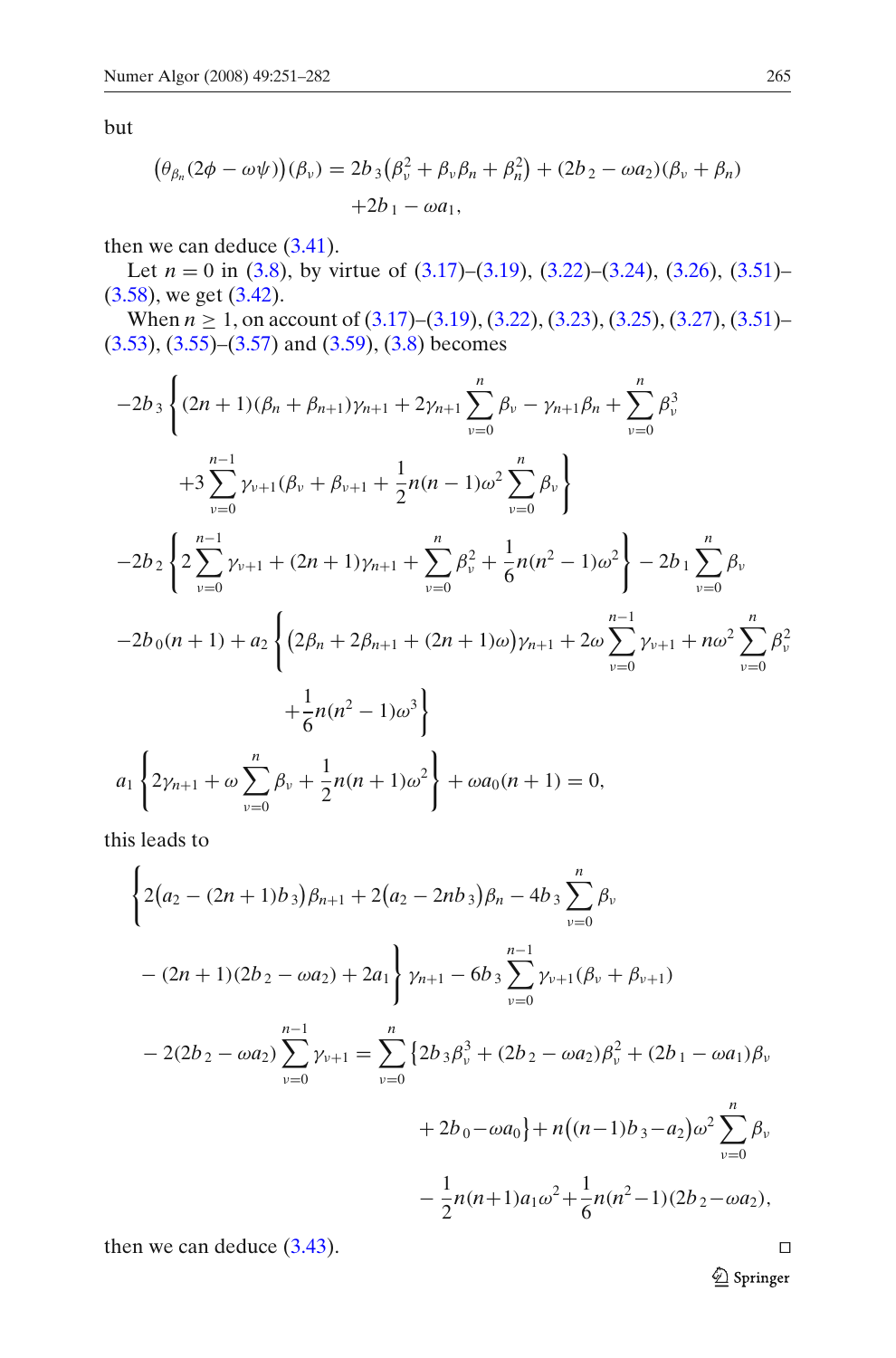but

$$\left(\theta_{\beta_n}(2\phi-\omega\psi)\right)(\beta_\nu)=2b_3\left(\beta_\nu^2+\beta_\nu\beta_n+\beta_n^2\right)+(2b_2-\omega a_2)(\beta_\nu+\beta_n)$$
$$+2b_1-\omega a_1,$$

then we can deduce (3.41).

Let $n=0$ in (3.8), by virtue of (3.17)–(3.19), (3.22)–(3.24), (3.26), (3.51)–(3.58), we get (3.42).

When $n\geq 1$, on account of (3.17)–(3.19), (3.22), (3.23), (3.25), (3.27), (3.51)–(3.53), (3.55)–(3.57) and (3.59), (3.8) becomes

$$
\begin{aligned}
&-2b_3\left\{(2n+1)(\beta_n+\beta_{n+1})\gamma_{n+1}+2\gamma_{n+1}\sum_{\nu=0}^{n}\beta_\nu-\gamma_{n+1}\beta_n+\sum_{\nu=0}^{n}\beta_\nu^3\right.\\
&\qquad\left.+3\sum_{\nu=0}^{n-1}\gamma_{\nu+1}(\beta_\nu+\beta_{\nu+1}+\frac{1}{2}n(n-1)\omega^2\sum_{\nu=0}^{n}\beta_\nu\right\}\\
&-2b_2\left\{2\sum_{\nu=0}^{n-1}\gamma_{\nu+1}+(2n+1)\gamma_{n+1}+\sum_{\nu=0}^{n}\beta_\nu^2+\frac{1}{6}n(n^2-1)\omega^2\right\}-2b_1\sum_{\nu=0}^{n}\beta_\nu\\
&-2b_0(n+1)+a_2\left\{\left(2\beta_n+2\beta_{n+1}+(2n+1)\omega\right)\gamma_{n+1}+2\omega\sum_{\nu=0}^{n-1}\gamma_{\nu+1}+n\omega^2\sum_{\nu=0}^{n}\beta_\nu^2\right.\\
&\qquad\left.+\frac{1}{6}n(n^2-1)\omega^3\right\}\\
&a_1\left\{2\gamma_{n+1}+\omega\sum_{\nu=0}^{n}\beta_\nu+\frac{1}{2}n(n+1)\omega^2\right\}+\omega a_0(n+1)=0,
\end{aligned}
$$

this leads to

$$
\begin{aligned}
&\left\{2\left(a_2-(2n+1)b_3\right)\beta_{n+1}+2\left(a_2-2nb_3\right)\beta_n-4b_3\sum_{\nu=0}^{n}\beta_\nu\right.\\
&\left.\quad-(2n+1)(2b_2-\omega a_2)+2a_1\right\}\gamma_{n+1}-6b_3\sum_{\nu=0}^{n-1}\gamma_{\nu+1}(\beta_\nu+\beta_{\nu+1})\\
&\quad-2(2b_2-\omega a_2)\sum_{\nu=0}^{n-1}\gamma_{\nu+1}=\sum_{\nu=0}^{n}\left\{2b_3\beta_\nu^3+(2b_2-\omega a_2)\beta_\nu^2+(2b_1-\omega a_1)\beta_\nu\right.\\
&\qquad\left.+2b_0-\omega a_0\right\}+n\left((n-1)b_3-a_2\right)\omega^2\sum_{\nu=0}^{n}\beta_\nu\\
&\qquad-\frac{1}{2}n(n+1)a_1\omega^2+\frac{1}{6}n(n^2-1)(2b_2-\omega a_2),
\end{aligned}
$$

then we can deduce (3.43). □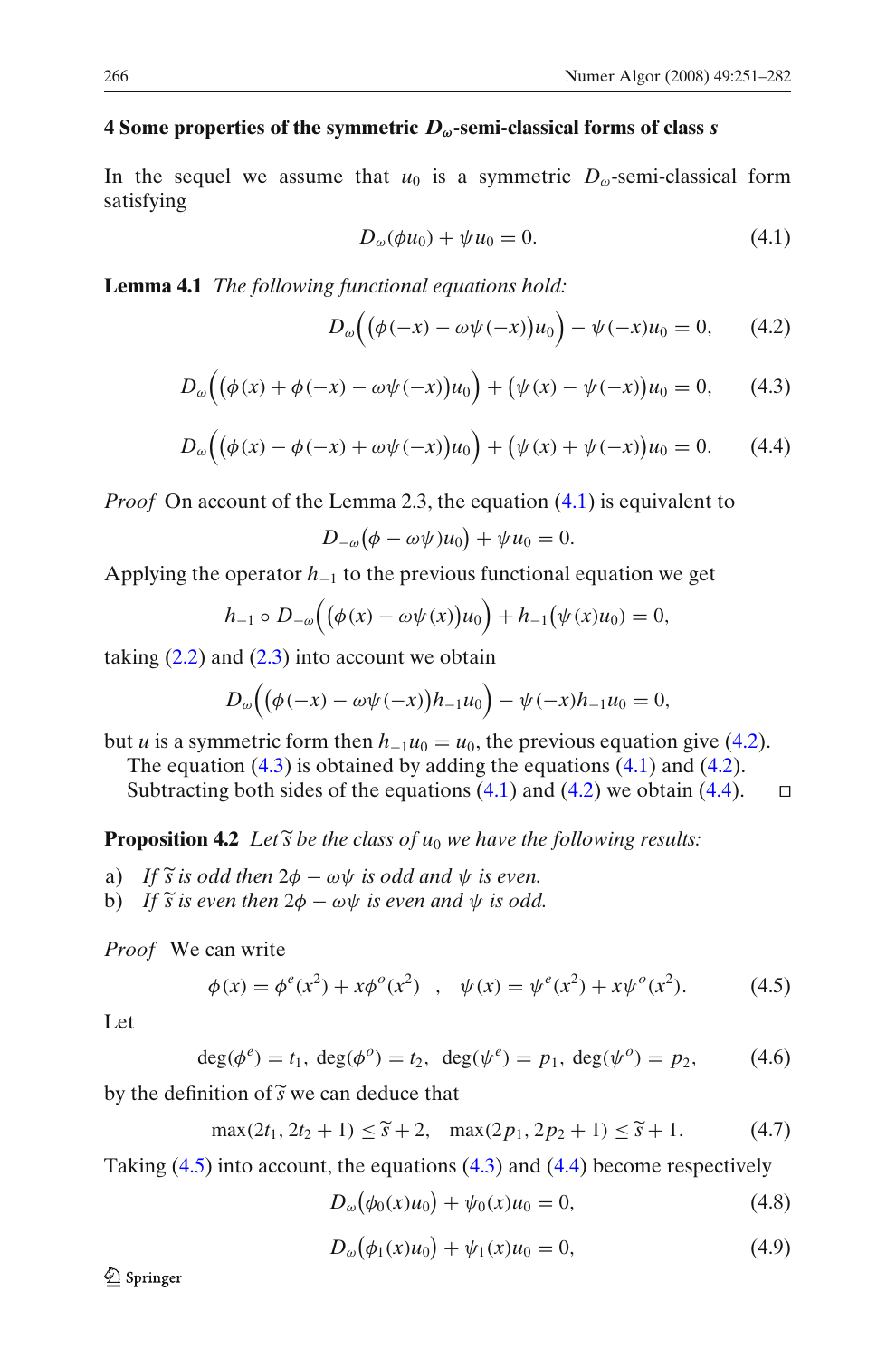## 4 Some properties of the symmetric $D_\omega$-semi-classical forms of class $s$

In the sequel we assume that $u_0$ is a symmetric $D_\omega$-semi-classical form satisfying

$$D_\omega(\phi u_0) + \psi u_0 = 0. \tag{4.1}$$

**Lemma 4.1** *The following functional equations hold:*

$$D_\omega\Big(\big(\phi(-x) - \omega\psi(-x)\big)u_0\Big) - \psi(-x)u_0 = 0, \tag{4.2}$$

$$D_\omega\Big(\big(\phi(x) + \phi(-x) - \omega\psi(-x)\big)u_0\Big) + \big(\psi(x) - \psi(-x)\big)u_0 = 0, \tag{4.3}$$

$$D_\omega\Big(\big(\phi(x) - \phi(-x) + \omega\psi(-x)\big)u_0\Big) + \big(\psi(x) + \psi(-x)\big)u_0 = 0. \tag{4.4}$$

*Proof* On account of the Lemma 2.3, the equation (4.1) is equivalent to

$$D_{-\omega}\big(\phi - \omega\psi)u_0\big) + \psi u_0 = 0.$$

Applying the operator $h_{-1}$ to the previous functional equation we get

$$h_{-1} \circ D_{-\omega}\Big(\big(\phi(x) - \omega\psi(x)\big)u_0\Big) + h_{-1}\big(\psi(x)u_0\big) = 0,$$

taking (2.2) and (2.3) into account we obtain

$$D_\omega\Big(\big(\phi(-x) - \omega\psi(-x)\big)h_{-1}u_0\Big) - \psi(-x)h_{-1}u_0 = 0,$$

but $u$ is a symmetric form then $h_{-1}u_0 = u_0$, the previous equation give (4.2).

The equation (4.3) is obtained by adding the equations (4.1) and (4.2).

Subtracting both sides of the equations (4.1) and (4.2) we obtain (4.4). □

**Proposition 4.2** *Let $\widetilde{s}$ be the class of $u_0$ we have the following results:*

a) *If $\widetilde{s}$ is odd then $2\phi - \omega\psi$ is odd and $\psi$ is even.*
b) *If $\widetilde{s}$ is even then $2\phi - \omega\psi$ is even and $\psi$ is odd.*

*Proof* We can write

$$\phi(x) = \phi^e(x^2) + x\phi^o(x^2) \quad , \quad \psi(x) = \psi^e(x^2) + x\psi^o(x^2). \tag{4.5}$$

Let

$$\deg(\phi^e) = t_1,\ \deg(\phi^o) = t_2,\ \deg(\psi^e) = p_1,\ \deg(\psi^o) = p_2, \tag{4.6}$$

by the definition of $\widetilde{s}$ we can deduce that

$$\max(2t_1, 2t_2 + 1) \leq \widetilde{s} + 2, \quad \max(2p_1, 2p_2 + 1) \leq \widetilde{s} + 1. \tag{4.7}$$

Taking (4.5) into account, the equations (4.3) and (4.4) become respectively

$$D_\omega\big(\phi_0(x)u_0\big) + \psi_0(x)u_0 = 0, \tag{4.8}$$

$$D_\omega\big(\phi_1(x)u_0\big) + \psi_1(x)u_0 = 0, \tag{4.9}$$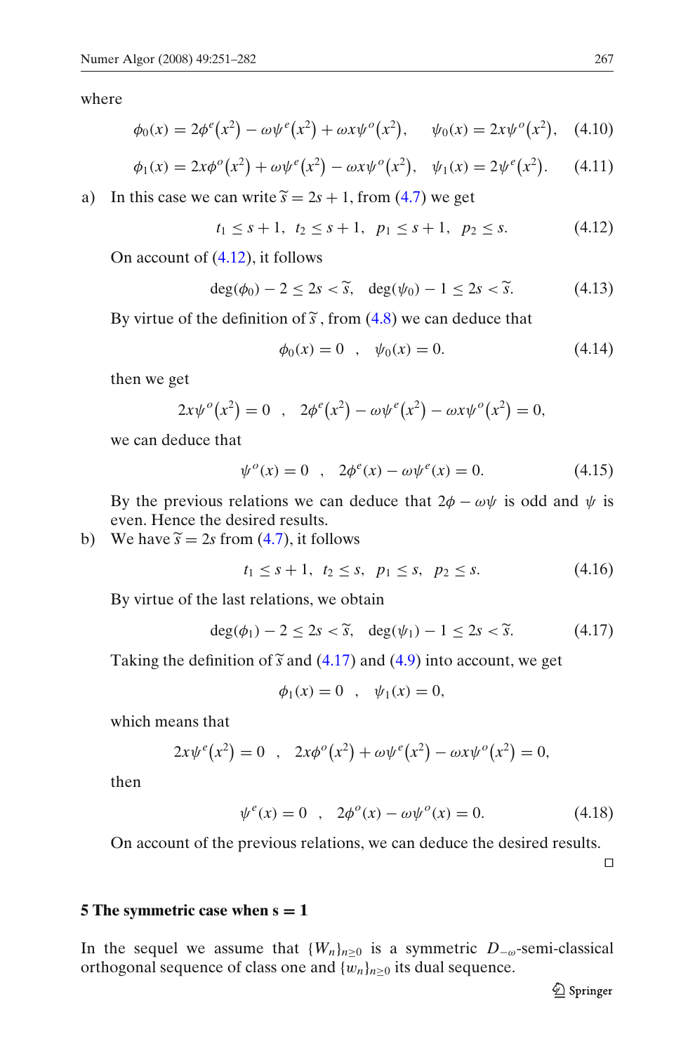where

$$\phi_0(x) = 2\phi^e(x^2) - \omega\psi^e(x^2) + \omega x\psi^o(x^2), \qquad \psi_0(x) = 2x\psi^o(x^2), \quad (4.10)$$

$$\phi_1(x) = 2x\phi^o(x^2) + \omega\psi^e(x^2) - \omega x\psi^o(x^2), \quad \psi_1(x) = 2\psi^e(x^2). \quad (4.11)$$

a) In this case we can write $\widetilde{s} = 2s + 1$, from (4.7) we get

$$t_1 \leq s+1, \;\; t_2 \leq s+1, \;\; p_1 \leq s+1, \;\; p_2 \leq s. \quad (4.12)$$

On account of (4.12), it follows

$$\deg(\phi_0) - 2 \leq 2s < \widetilde{s}, \quad \deg(\psi_0) - 1 \leq 2s < \widetilde{s}. \quad (4.13)$$

By virtue of the definition of $\widetilde{s}$, from (4.8) we can deduce that

$$\phi_0(x) = 0 \quad , \quad \psi_0(x) = 0. \quad (4.14)$$

then we get

$$2x\psi^o(x^2) = 0 \quad , \quad 2\phi^e(x^2) - \omega\psi^e(x^2) - \omega x\psi^o(x^2) = 0,$$

we can deduce that

$$\psi^o(x) = 0 \quad , \quad 2\phi^e(x) - \omega\psi^e(x) = 0. \quad (4.15)$$

By the previous relations we can deduce that $2\phi - \omega\psi$ is odd and $\psi$ is even. Hence the desired results.

b) We have $\widetilde{s} = 2s$ from (4.7), it follows

$$t_1 \leq s+1, \;\; t_2 \leq s, \;\; p_1 \leq s, \;\; p_2 \leq s. \quad (4.16)$$

By virtue of the last relations, we obtain

$$\deg(\phi_1) - 2 \leq 2s < \widetilde{s}, \quad \deg(\psi_1) - 1 \leq 2s < \widetilde{s}. \quad (4.17)$$

Taking the definition of $\widetilde{s}$ and (4.17) and (4.9) into account, we get

$$\phi_1(x) = 0 \quad , \quad \psi_1(x) = 0,$$

which means that

$$2x\psi^e(x^2) = 0 \quad , \quad 2x\phi^o(x^2) + \omega\psi^e(x^2) - \omega x\psi^o(x^2) = 0,$$

then

$$\psi^e(x) = 0 \quad , \quad 2\phi^o(x) - \omega\psi^o(x) = 0. \quad (4.18)$$

On account of the previous relations, we can deduce the desired results. □

## 5 The symmetric case when s = 1

In the sequel we assume that $\{W_n\}_{n\geq 0}$ is a symmetric $D_{-\omega}$-semi-classical orthogonal sequence of class one and $\{w_n\}_{n\geq 0}$ its dual sequence.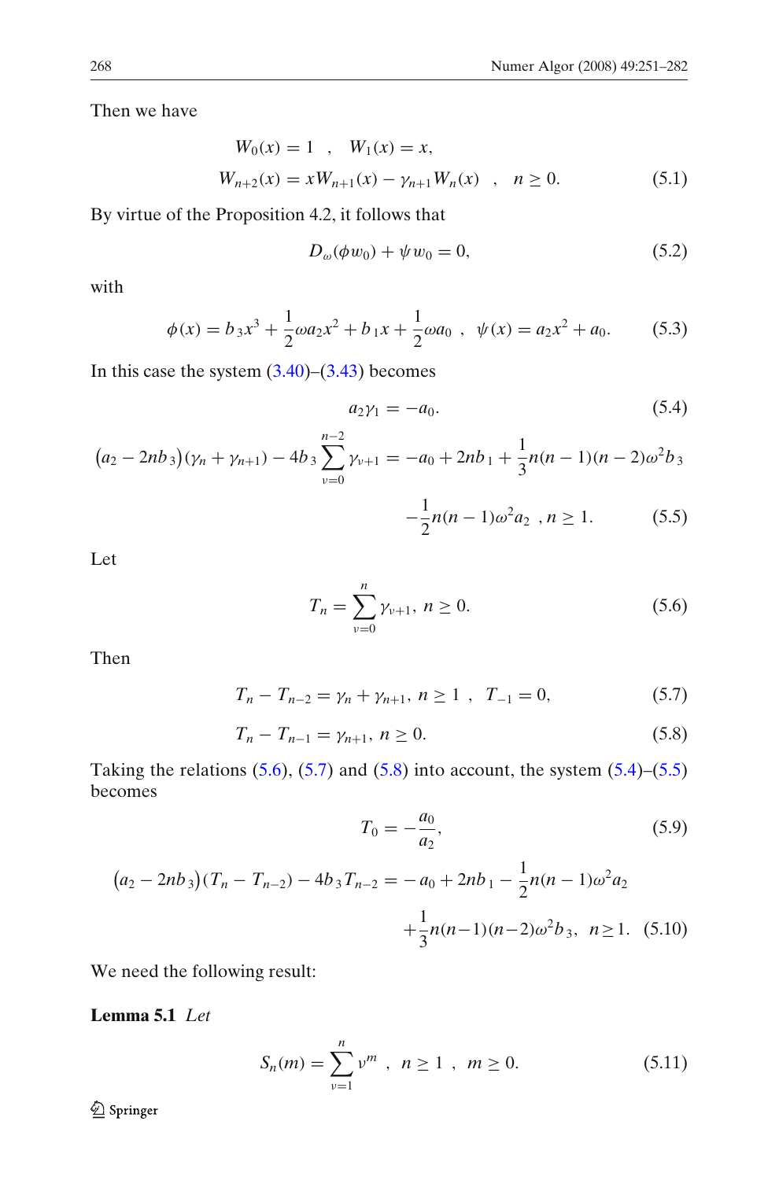Then we have

$$W_0(x) = 1 \quad , \quad W_1(x) = x,$$
$$W_{n+2}(x) = xW_{n+1}(x) - \gamma_{n+1} W_n(x) \quad , \quad n \geq 0. \tag{5.1}$$

By virtue of the Proposition 4.2, it follows that

$$D_\omega(\phi w_0) + \psi w_0 = 0, \tag{5.2}$$

with

$$\phi(x) = b_3 x^3 + \frac{1}{2}\omega a_2 x^2 + b_1 x + \frac{1}{2}\omega a_0 \ , \ \ \psi(x) = a_2 x^2 + a_0. \tag{5.3}$$

In this case the system (3.40)–(3.43) becomes

$$a_2 \gamma_1 = -a_0. \tag{5.4}$$

$$\begin{aligned}(a_2 - 2nb_3)(\gamma_n + \gamma_{n+1}) - 4b_3 \sum_{\nu=0}^{n-2} \gamma_{\nu+1} &= -a_0 + 2nb_1 + \frac{1}{3}n(n-1)(n-2)\omega^2 b_3 \\ &\quad -\frac{1}{2}n(n-1)\omega^2 a_2 \ , n \geq 1.\end{aligned} \tag{5.5}$$

Let

$$T_n = \sum_{\nu=0}^{n} \gamma_{\nu+1}, \ n \geq 0. \tag{5.6}$$

Then

$$T_n - T_{n-2} = \gamma_n + \gamma_{n+1}, \ n \geq 1 \ , \ T_{-1} = 0, \tag{5.7}$$

$$T_n - T_{n-1} = \gamma_{n+1}, \ n \geq 0. \tag{5.8}$$

Taking the relations (5.6), (5.7) and (5.8) into account, the system (5.4)–(5.5) becomes

$$T_0 = -\frac{a_0}{a_2}, \tag{5.9}$$

$$\begin{aligned}(a_2 - 2nb_3)(T_n - T_{n-2}) - 4b_3 T_{n-2} &= -a_0 + 2nb_1 - \frac{1}{2}n(n-1)\omega^2 a_2 \\ &\quad + \frac{1}{3}n(n-1)(n-2)\omega^2 b_3, \ \ n \geq 1.\end{aligned} \tag{5.10}$$

We need the following result:

**Lemma 5.1** *Let*

$$S_n(m) = \sum_{\nu=1}^{n} \nu^m \ , \ \ n \geq 1 \ , \ \ m \geq 0. \tag{5.11}$$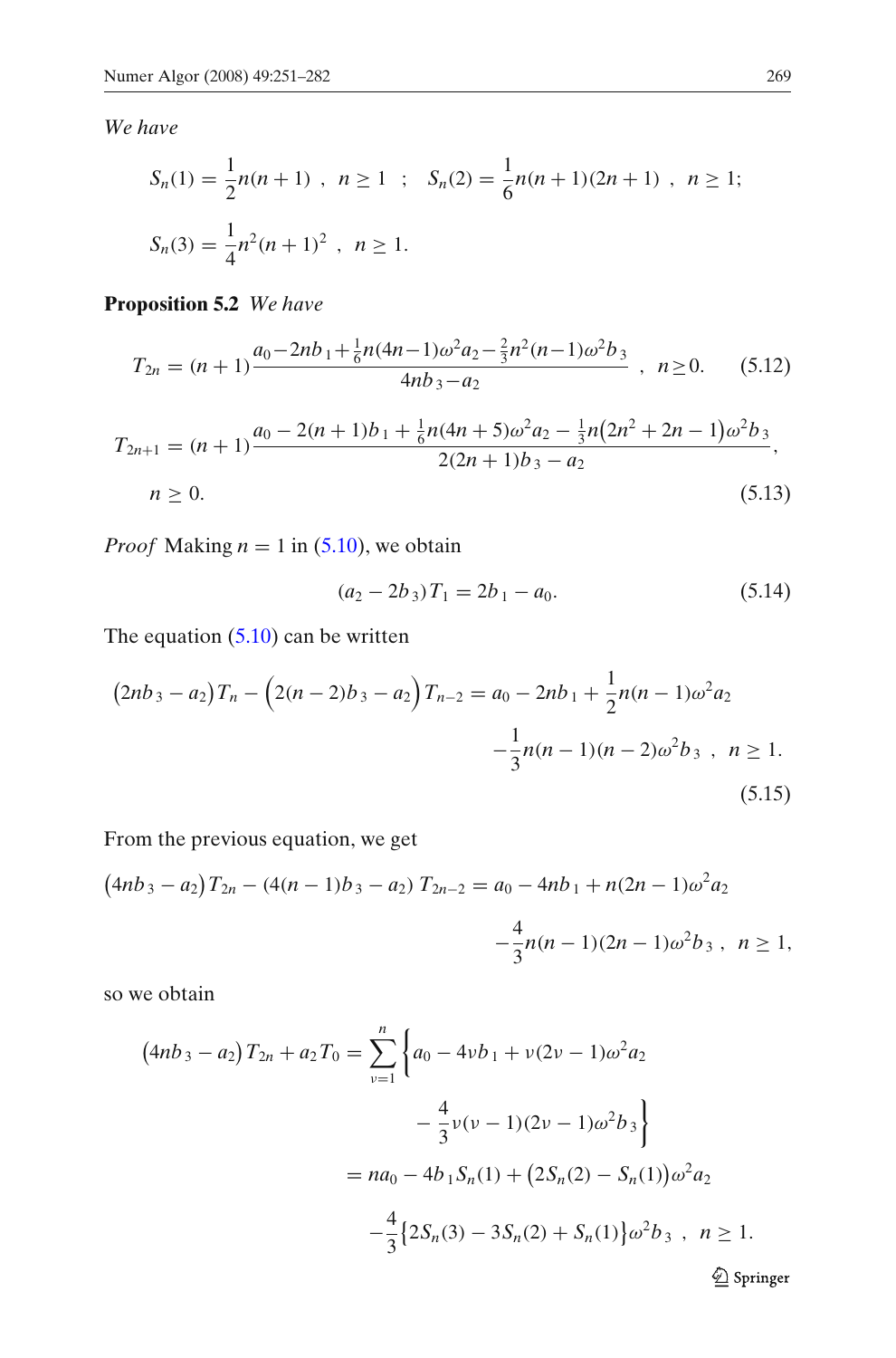*We have*

$$S_n(1) = \frac{1}{2}n(n+1) \ , \ \ n \geq 1 \ \ ; \quad S_n(2) = \frac{1}{6}n(n+1)(2n+1) \ , \ \ n \geq 1;$$

$$S_n(3) = \frac{1}{4}n^2(n+1)^2 \ , \ \ n \geq 1.$$

**Proposition 5.2** *We have*

$$T_{2n} = (n+1)\frac{a_0 - 2nb_1 + \frac{1}{6}n(4n-1)\omega^2 a_2 - \frac{2}{3}n^2(n-1)\omega^2 b_3}{4nb_3 - a_2} \ , \ \ n \geq 0. \tag{5.12}$$

$$T_{2n+1} = (n+1)\frac{a_0 - 2(n+1)b_1 + \frac{1}{6}n(4n+5)\omega^2 a_2 - \frac{1}{3}n\big(2n^2+2n-1\big)\omega^2 b_3}{2(2n+1)b_3 - a_2},$$
$$n \geq 0. \tag{5.13}$$

*Proof* Making $n = 1$ in (5.10), we obtain

$$(a_2 - 2b_3)T_1 = 2b_1 - a_0. \tag{5.14}$$

The equation (5.10) can be written

$$\big(2nb_3 - a_2\big)T_n - \Big(2(n-2)b_3 - a_2\Big)T_{n-2} = a_0 - 2nb_1 + \frac{1}{2}n(n-1)\omega^2 a_2 - \frac{1}{3}n(n-1)(n-2)\omega^2 b_3 \ , \ \ n \geq 1. \tag{5.15}$$

From the previous equation, we get

$$\big(4nb_3 - a_2\big)T_{2n} - (4(n-1)b_3 - a_2)\ T_{2n-2} = a_0 - 4nb_1 + n(2n-1)\omega^2 a_2 - \frac{4}{3}n(n-1)(2n-1)\omega^2 b_3 \ , \ \ n \geq 1,$$

so we obtain

$$\begin{aligned}
\big(4nb_3 - a_2\big)T_{2n} + a_2 T_0 &= \sum_{\nu=1}^{n}\Big\{a_0 - 4\nu b_1 + \nu(2\nu-1)\omega^2 a_2 - \frac{4}{3}\nu(\nu-1)(2\nu-1)\omega^2 b_3\Big\} \\
&= na_0 - 4b_1 S_n(1) + \big(2S_n(2) - S_n(1)\big)\omega^2 a_2 \\
&\quad - \frac{4}{3}\big\{2S_n(3) - 3S_n(2) + S_n(1)\big\}\omega^2 b_3 \ , \ \ n \geq 1.
\end{aligned}$$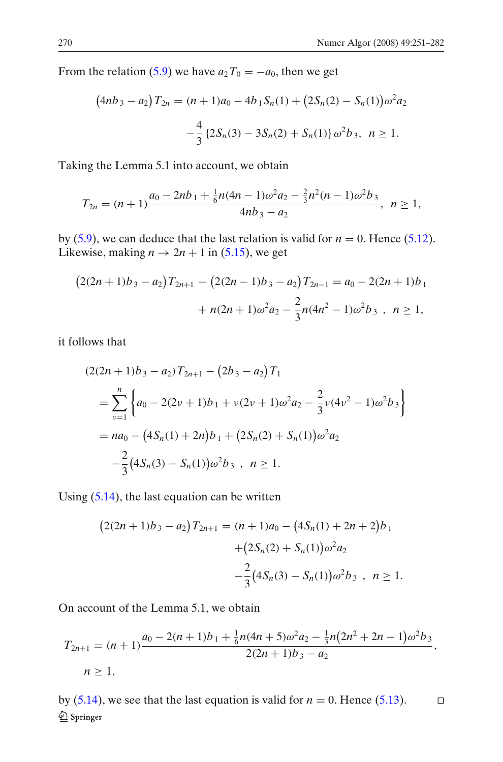From the relation (5.9) we have $a_2 T_0 = -a_0$, then we get

$$\big(4nb_3 - a_2\big) T_{2n} = (n+1)a_0 - 4b_1 S_n(1) + \big(2S_n(2) - S_n(1)\big)\omega^2 a_2$$
$$-\frac{4}{3}\left\{2S_n(3) - 3S_n(2) + S_n(1)\right\}\omega^2 b_3, \ \ n \geq 1.$$

Taking the Lemma 5.1 into account, we obtain

$$T_{2n} = (n+1)\frac{a_0 - 2nb_1 + \frac{1}{6}n(4n-1)\omega^2 a_2 - \frac{2}{3}n^2(n-1)\omega^2 b_3}{4nb_3 - a_2}, \ \ n \geq 1,$$

by (5.9), we can deduce that the last relation is valid for $n = 0$. Hence (5.12). Likewise, making $n \to 2n+1$ in (5.15), we get

$$\big(2(2n+1)b_3 - a_2\big) T_{2n+1} - \big(2(2n-1)b_3 - a_2\big) T_{2n-1} = a_0 - 2(2n+1)b_1$$
$$+ n(2n+1)\omega^2 a_2 - \frac{2}{3}n(4n^2-1)\omega^2 b_3 \ , \ \ n \geq 1,$$

it follows that

$$\begin{aligned}
&(2(2n+1)b_3 - a_2) T_{2n+1} - \big(2b_3 - a_2\big) T_1 \\
&= \sum_{\nu=1}^{n}\left\{a_0 - 2(2\nu+1)b_1 + \nu(2\nu+1)\omega^2 a_2 - \frac{2}{3}\nu(4\nu^2-1)\omega^2 b_3\right\} \\
&= na_0 - \big(4S_n(1) + 2n\big)b_1 + \big(2S_n(2) + S_n(1)\big)\omega^2 a_2 \\
&\quad -\frac{2}{3}\big(4S_n(3) - S_n(1)\big)\omega^2 b_3 \ , \ \ n \geq 1.
\end{aligned}$$

Using (5.14), the last equation can be written

$$\begin{aligned}
\big(2(2n+1)b_3 - a_2\big) T_{2n+1} = &(n+1)a_0 - \big(4S_n(1) + 2n + 2\big)b_1 \\
&+\big(2S_n(2) + S_n(1)\big)\omega^2 a_2 \\
&-\frac{2}{3}\big(4S_n(3) - S_n(1)\big)\omega^2 b_3 \ , \ \ n \geq 1.
\end{aligned}$$

On account of the Lemma 5.1, we obtain

$$T_{2n+1} = (n+1)\frac{a_0 - 2(n+1)b_1 + \frac{1}{6}n(4n+5)\omega^2 a_2 - \frac{1}{3}n\big(2n^2+2n-1\big)\omega^2 b_3}{2(2n+1)b_3 - a_2},$$
$$n \geq 1,$$

by (5.14), we see that the last equation is valid for $n = 0$. Hence (5.13). □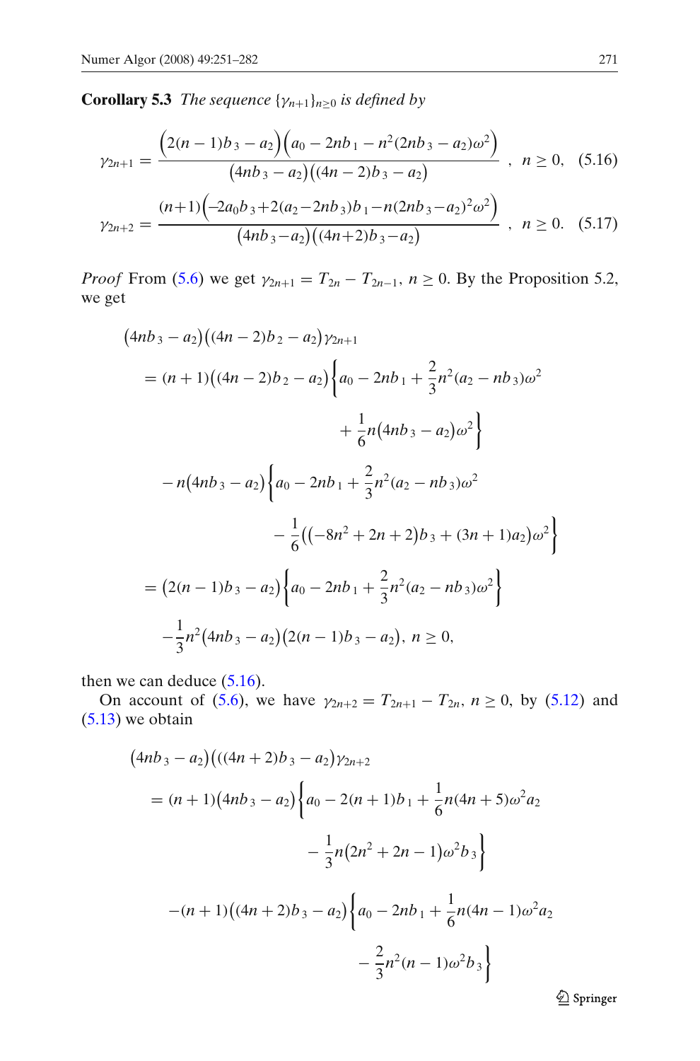**Corollary 5.3** *The sequence* $\{\gamma_{n+1}\}_{n\geq 0}$ *is defined by*

$$\gamma_{2n+1} = \frac{\Big(2(n-1)b_3 - a_2\Big)\Big(a_0 - 2nb_1 - n^2(2nb_3 - a_2)\omega^2\Big)}{\big(4nb_3 - a_2\big)\big((4n-2)b_3 - a_2\big)}\ ,\ n \geq 0, \quad (5.16)$$

$$\gamma_{2n+2} = \frac{(n+1)\Big(-2a_0b_3 + 2(a_2 - 2nb_3)b_1 - n(2nb_3 - a_2)^2\omega^2\Big)}{\big(4nb_3 - a_2\big)\big((4n+2)b_3 - a_2\big)}\ ,\ n \geq 0. \quad (5.17)$$

*Proof* From (5.6) we get $\gamma_{2n+1} = T_{2n} - T_{2n-1}$, $n \geq 0$. By the Proposition 5.2, we get

$$\begin{aligned}
&\big(4nb_3 - a_2\big)\big((4n-2)b_2 - a_2\big)\gamma_{2n+1} \\
&= (n+1)\big((4n-2)b_2 - a_2\big)\Big\{a_0 - 2nb_1 + \frac{2}{3}n^2(a_2 - nb_3)\omega^2 \\
&\qquad + \frac{1}{6}n\big(4nb_3 - a_2\big)\omega^2\Big\} \\
&\quad - n\big(4nb_3 - a_2\big)\Big\{a_0 - 2nb_1 + \frac{2}{3}n^2(a_2 - nb_3)\omega^2 \\
&\qquad - \frac{1}{6}\big(\big(-8n^2 + 2n + 2\big)b_3 + (3n+1)a_2\big)\omega^2\Big\} \\
&= \big(2(n-1)b_3 - a_2\big)\Big\{a_0 - 2nb_1 + \frac{2}{3}n^2(a_2 - nb_3)\omega^2\Big\} \\
&\quad - \frac{1}{3}n^2\big(4nb_3 - a_2\big)\big(2(n-1)b_3 - a_2\big),\ n \geq 0,
\end{aligned}$$

then we can deduce (5.16).

On account of (5.6), we have $\gamma_{2n+2} = T_{2n+1} - T_{2n}$, $n \geq 0$, by (5.12) and (5.13) we obtain

$$\begin{aligned}
&\big(4nb_3 - a_2\big)\big(((4n+2)b_3 - a_2\big)\gamma_{2n+2} \\
&= (n+1)\big(4nb_3 - a_2\big)\Big\{a_0 - 2(n+1)b_1 + \frac{1}{6}n(4n+5)\omega^2 a_2 \\
&\qquad - \frac{1}{3}n\big(2n^2 + 2n - 1\big)\omega^2 b_3\Big\} \\
&\quad - (n+1)\big((4n+2)b_3 - a_2\big)\Big\{a_0 - 2nb_1 + \frac{1}{6}n(4n-1)\omega^2 a_2 \\
&\qquad - \frac{2}{3}n^2(n-1)\omega^2 b_3\Big\}
\end{aligned}$$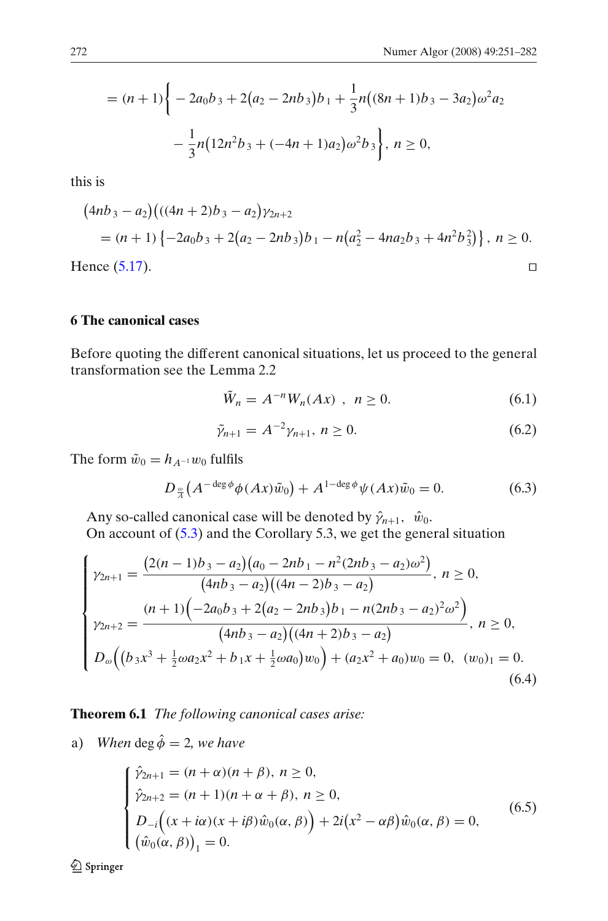$$= (n+1)\Big\{ -2a_0 b_3 + 2\big(a_2 - 2nb_3\big)b_1 + \frac{1}{3}n\big((8n+1)b_3 - 3a_2\big)\omega^2 a_2$$

$$- \frac{1}{3}n\big(12n^2 b_3 + (-4n+1)a_2\big)\omega^2 b_3\Big\},\ n \geq 0,$$

this is

$$\big(4nb_3 - a_2\big)\big(((4n+2)b_3 - a_2\big)\gamma_{2n+2}$$
$$= (n+1)\left\{-2a_0 b_3 + 2\big(a_2 - 2nb_3\big)b_1 - n\big(a_2^2 - 4na_2 b_3 + 4n^2 b_3^2\big)\right\},\ n \geq 0.$$

Hence (5.17). □

## 6 The canonical cases

Before quoting the different canonical situations, let us proceed to the general transformation see the Lemma 2.2

$$\tilde{W}_n = A^{-n} W_n(Ax)\ ,\ \ n \geq 0. \tag{6.1}$$

$$\tilde{\gamma}_{n+1} = A^{-2}\gamma_{n+1},\ n \geq 0. \tag{6.2}$$

The form $\tilde{w}_0 = h_{A^{-1}} w_0$ fulfils

$$D_{\frac{\omega}{A}}\big(A^{-\deg\phi}\phi(Ax)\tilde{w}_0\big) + A^{1-\deg\phi}\psi(Ax)\tilde{w}_0 = 0. \tag{6.3}$$

Any so-called canonical case will be denoted by $\hat{\gamma}_{n+1},\ \ \hat{w}_0$.

On account of (5.3) and the Corollary 5.3, we get the general situation

$$\begin{cases} \gamma_{2n+1} = \dfrac{\big(2(n-1)b_3 - a_2\big)\big(a_0 - 2nb_1 - n^2(2nb_3 - a_2)\omega^2\big)}{\big(4nb_3 - a_2\big)\big((4n-2)b_3 - a_2\big)},\ n \geq 0, \\[2ex] \gamma_{2n+2} = \dfrac{(n+1)\Big(-2a_0 b_3 + 2\big(a_2 - 2nb_3\big)b_1 - n(2nb_3 - a_2)^2\omega^2\Big)}{\big(4nb_3 - a_2\big)\big((4n+2)b_3 - a_2\big)},\ n \geq 0, \\[2ex] D_\omega\Big(\big(b_3x^3 + \frac{1}{2}\omega a_2 x^2 + b_1 x + \frac{1}{2}\omega a_0\big)w_0\Big) + (a_2x^2 + a_0)w_0 = 0,\ \ (w_0)_1 = 0. \end{cases} \tag{6.4}$$

**Theorem 6.1** *The following canonical cases arise:*

a) *When* $\deg\hat{\phi} = 2$*, we have*

$$\begin{cases} \hat{\gamma}_{2n+1} = (n+\alpha)(n+\beta),\ n \geq 0, \\ \hat{\gamma}_{2n+2} = (n+1)(n+\alpha+\beta),\ n \geq 0, \\ D_{-i}\Big((x+i\alpha)(x+i\beta)\hat{w}_0(\alpha,\beta)\Big) + 2i\big(x^2 - \alpha\beta\big)\hat{w}_0(\alpha,\beta) = 0, \\ \big(\hat{w}_0(\alpha,\beta)\big)_1 = 0. \end{cases} \tag{6.5}$$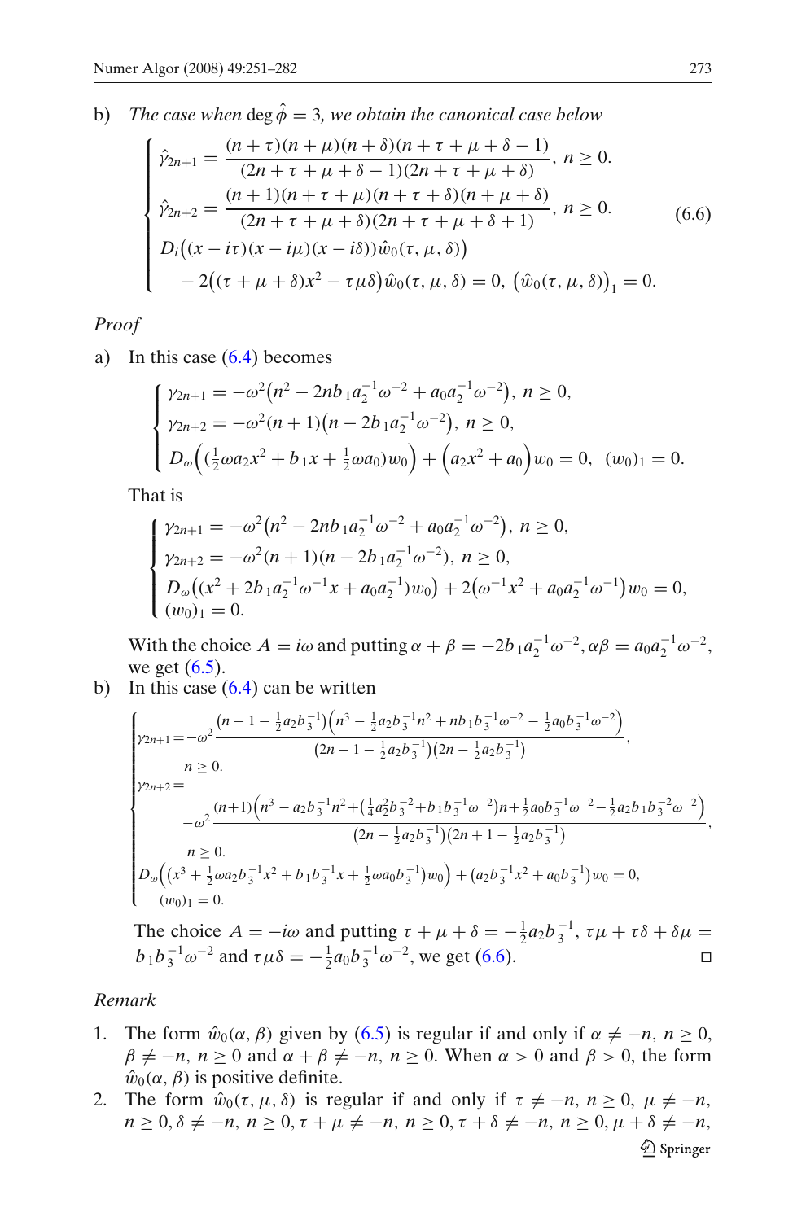b) *The case when* $\deg \hat{\phi} = 3$*, we obtain the canonical case below*

$$
\begin{cases}
\hat{\gamma}_{2n+1} = \dfrac{(n+\tau)(n+\mu)(n+\delta)(n+\tau+\mu+\delta-1)}{(2n+\tau+\mu+\delta-1)(2n+\tau+\mu+\delta)},\ n \geq 0. \\
\hat{\gamma}_{2n+2} = \dfrac{(n+1)(n+\tau+\mu)(n+\tau+\delta)(n+\mu+\delta)}{(2n+\tau+\mu+\delta)(2n+\tau+\mu+\delta+1)},\ n \geq 0. \\
D_i\big((x-i\tau)(x-i\mu)(x-i\delta))\hat{w}_0(\tau,\mu,\delta)\big) \\
\quad -2\big((\tau+\mu+\delta)x^2 - \tau\mu\delta\big)\hat{w}_0(\tau,\mu,\delta) = 0,\ \big(\hat{w}_0(\tau,\mu,\delta)\big)_1 = 0.
\end{cases}
\tag{6.6}
$$

*Proof*

a) In this case (6.4) becomes

$$
\begin{cases}
\gamma_{2n+1} = -\omega^2\big(n^2 - 2nb_1a_2^{-1}\omega^{-2} + a_0a_2^{-1}\omega^{-2}\big),\ n \geq 0, \\
\gamma_{2n+2} = -\omega^2(n+1)\big(n - 2b_1a_2^{-1}\omega^{-2}\big),\ n \geq 0, \\
D_\omega\Big((\tfrac{1}{2}\omega a_2x^2 + b_1x + \tfrac{1}{2}\omega a_0)w_0\Big) + \Big(a_2x^2 + a_0\Big)w_0 = 0,\ \ (w_0)_1 = 0.
\end{cases}
$$

That is

$$
\begin{cases}
\gamma_{2n+1} = -\omega^2\big(n^2 - 2nb_1a_2^{-1}\omega^{-2} + a_0a_2^{-1}\omega^{-2}\big),\ n \geq 0, \\
\gamma_{2n+2} = -\omega^2(n+1)(n - 2b_1a_2^{-1}\omega^{-2}),\ n \geq 0, \\
D_\omega\big((x^2 + 2b_1a_2^{-1}\omega^{-1}x + a_0a_2^{-1})w_0\big) + 2\big(\omega^{-1}x^2 + a_0a_2^{-1}\omega^{-1}\big)w_0 = 0, \\
(w_0)_1 = 0.
\end{cases}
$$

With the choice $A = i\omega$ and putting $\alpha + \beta = -2b_1a_2^{-1}\omega^{-2}, \alpha\beta = a_0a_2^{-1}\omega^{-2}$, we get (6.5).

b) In this case (6.4) can be written

$$
\begin{cases}
\gamma_{2n+1} = -\omega^2\dfrac{\big(n-1-\frac{1}{2}a_2b_3^{-1}\big)\Big(n^3 - \frac{1}{2}a_2b_3^{-1}n^2 + nb_1b_3^{-1}\omega^{-2} - \frac{1}{2}a_0b_3^{-1}\omega^{-2}\Big)}{\big(2n-1-\frac{1}{2}a_2b_3^{-1}\big)\big(2n-\frac{1}{2}a_2b_3^{-1}\big)}, \\
\qquad n \geq 0. \\
\gamma_{2n+2} = \\
\qquad -\omega^2\dfrac{(n+1)\Big(n^3 - a_2b_3^{-1}n^2 + \big(\frac{1}{4}a_2^2b_3^{-2} + b_1b_3^{-1}\omega^{-2}\big)n + \frac{1}{2}a_0b_3^{-1}\omega^{-2} - \frac{1}{2}a_2b_1b_3^{-2}\omega^{-2}\Big)}{\big(2n-\frac{1}{2}a_2b_3^{-1}\big)\big(2n+1-\frac{1}{2}a_2b_3^{-1}\big)}, \\
\qquad n \geq 0. \\
D_\omega\Big(\big(x^3 + \frac{1}{2}\omega a_2b_3^{-1}x^2 + b_1b_3^{-1}x + \frac{1}{2}\omega a_0b_3^{-1}\big)w_0\Big) + \big(a_2b_3^{-1}x^2 + a_0b_3^{-1}\big)w_0 = 0, \\
\quad (w_0)_1 = 0.
\end{cases}
$$

The choice $A = -i\omega$ and putting $\tau + \mu + \delta = -\frac{1}{2}a_2b_3^{-1}$, $\tau\mu + \tau\delta + \delta\mu = b_1b_3^{-1}\omega^{-2}$ and $\tau\mu\delta = -\frac{1}{2}a_0b_3^{-1}\omega^{-2}$, we get (6.6). $\square$

*Remark*

1. The form $\hat{w}_0(\alpha, \beta)$ given by (6.5) is regular if and only if $\alpha \neq -n$, $n \geq 0$, $\beta \neq -n$, $n \geq 0$ and $\alpha + \beta \neq -n$, $n \geq 0$. When $\alpha > 0$ and $\beta > 0$, the form $\hat{w}_0(\alpha, \beta)$ is positive definite.
2. The form $\hat{w}_0(\tau, \mu, \delta)$ is regular if and only if $\tau \neq -n$, $n \geq 0$, $\mu \neq -n$, $n \geq 0, \delta \neq -n$, $n \geq 0, \tau + \mu \neq -n$, $n \geq 0, \tau + \delta \neq -n$, $n \geq 0, \mu + \delta \neq -n$,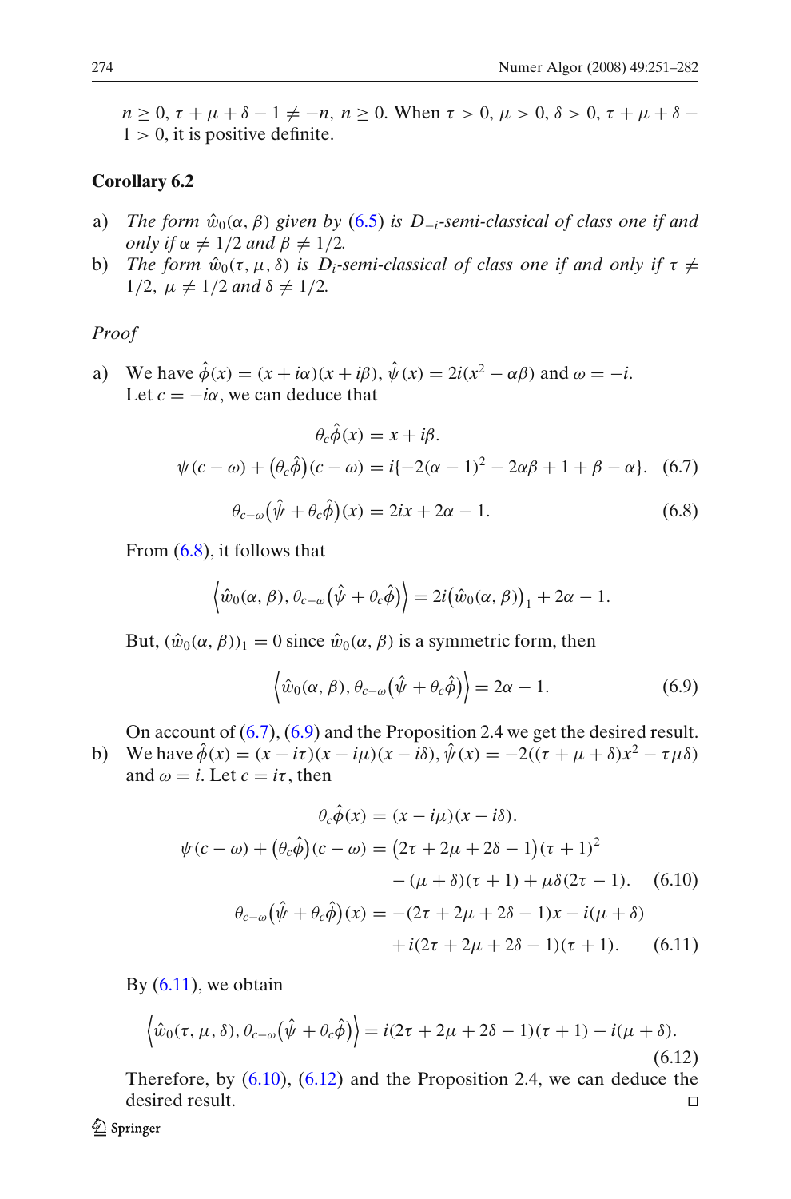$n \geq 0$, $\tau + \mu + \delta - 1 \neq -n$, $n \geq 0$. When $\tau > 0$, $\mu > 0$, $\delta > 0$, $\tau + \mu + \delta - 1 > 0$, it is positive definite.

**Corollary 6.2**

a) *The form $\hat{w}_0(\alpha, \beta)$ given by (6.5) is $D_{-i}$-semi-classical of class one if and only if $\alpha \neq 1/2$ and $\beta \neq 1/2$.*

b) *The form $\hat{w}_0(\tau, \mu, \delta)$ is $D_i$-semi-classical of class one if and only if $\tau \neq 1/2$, $\mu \neq 1/2$ and $\delta \neq 1/2$.*

*Proof*

a) We have $\hat{\phi}(x) = (x + i\alpha)(x + i\beta)$, $\hat{\psi}(x) = 2i(x^2 - \alpha\beta)$ and $\omega = -i$.
Let $c = -i\alpha$, we can deduce that

$$\theta_c \hat{\phi}(x) = x + i\beta.$$

$$\psi(c - \omega) + \big(\theta_c \hat{\phi}\big)(c - \omega) = i\{-2(\alpha - 1)^2 - 2\alpha\beta + 1 + \beta - \alpha\}. \quad (6.7)$$

$$\theta_{c-\omega}\big(\hat{\psi} + \theta_c \hat{\phi}\big)(x) = 2ix + 2\alpha - 1. \quad (6.8)$$

From (6.8), it follows that

$$\Big\langle \hat{w}_0(\alpha, \beta), \theta_{c-\omega}\big(\hat{\psi} + \theta_c \hat{\phi}\big) \Big\rangle = 2i\big(\hat{w}_0(\alpha, \beta)\big)_1 + 2\alpha - 1.$$

But, $(\hat{w}_0(\alpha, \beta))_1 = 0$ since $\hat{w}_0(\alpha, \beta)$ is a symmetric form, then

$$\Big\langle \hat{w}_0(\alpha, \beta), \theta_{c-\omega}\big(\hat{\psi} + \theta_c \hat{\phi}\big) \Big\rangle = 2\alpha - 1. \quad (6.9)$$

On account of (6.7), (6.9) and the Proposition 2.4 we get the desired result.

b) We have $\hat{\phi}(x) = (x - i\tau)(x - i\mu)(x - i\delta)$, $\hat{\psi}(x) = -2((\tau + \mu + \delta)x^2 - \tau\mu\delta)$ and $\omega = i$. Let $c = i\tau$, then

$$\theta_c \hat{\phi}(x) = (x - i\mu)(x - i\delta).$$

$$\begin{aligned}\psi(c - \omega) + \big(\theta_c \hat{\phi}\big)(c - \omega) = &\big(2\tau + 2\mu + 2\delta - 1\big)(\tau + 1)^2 \\ &- (\mu + \delta)(\tau + 1) + \mu\delta(2\tau - 1). \quad (6.10)\end{aligned}$$

$$\begin{aligned}\theta_{c-\omega}\big(\hat{\psi} + \theta_c \hat{\phi}\big)(x) = &-(2\tau + 2\mu + 2\delta - 1)x - i(\mu + \delta) \\ &+ i(2\tau + 2\mu + 2\delta - 1)(\tau + 1). \quad (6.11)\end{aligned}$$

By (6.11), we obtain

$$\Big\langle \hat{w}_0(\tau, \mu, \delta), \theta_{c-\omega}\big(\hat{\psi} + \theta_c \hat{\phi}\big) \Big\rangle = i(2\tau + 2\mu + 2\delta - 1)(\tau + 1) - i(\mu + \delta). \quad (6.12)$$

Therefore, by (6.10), (6.12) and the Proposition 2.4, we can deduce the desired result. □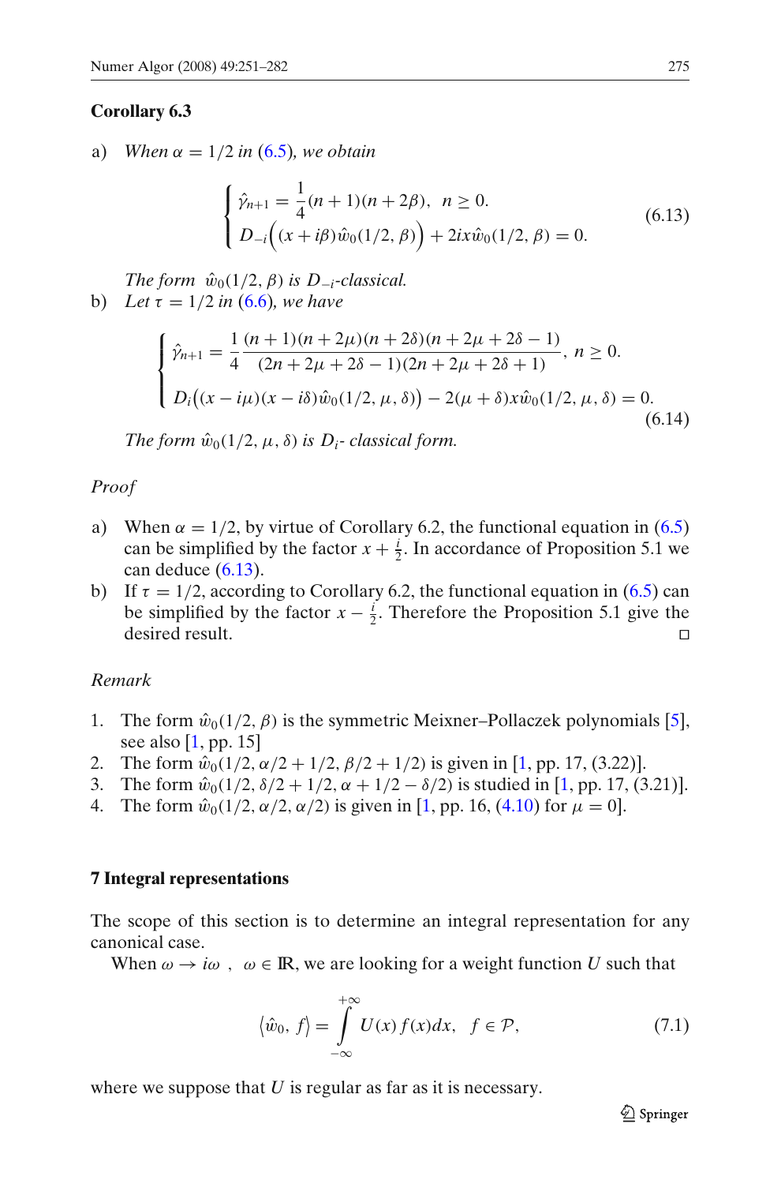**Corollary 6.3**

a) *When $\alpha = 1/2$ in (6.5), we obtain*

$$
\begin{cases} \hat{\gamma}_{n+1} = \dfrac{1}{4}(n+1)(n+2\beta), \quad n \geq 0. \\ D_{-i}\Big((x+i\beta)\hat{w}_0(1/2,\beta)\Big) + 2ix\hat{w}_0(1/2,\beta) = 0. \end{cases} \tag{6.13}
$$

*The form $\hat{w}_0(1/2,\beta)$ is $D_{-i}$-classical.*

b) *Let $\tau = 1/2$ in (6.6), we have*

$$
\begin{cases} \hat{\gamma}_{n+1} = \dfrac{1}{4}\dfrac{(n+1)(n+2\mu)(n+2\delta)(n+2\mu+2\delta-1)}{(2n+2\mu+2\delta-1)(2n+2\mu+2\delta+1)}, \; n \geq 0. \\ D_i\big((x-i\mu)(x-i\delta)\hat{w}_0(1/2,\mu,\delta)\big) - 2(\mu+\delta)x\hat{w}_0(1/2,\mu,\delta) = 0. \end{cases} \tag{6.14}
$$

*The form $\hat{w}_0(1/2,\mu,\delta)$ is $D_i$- classical form.*

*Proof*

a) When $\alpha = 1/2$, by virtue of Corollary 6.2, the functional equation in (6.5) can be simplified by the factor $x + \frac{i}{2}$. In accordance of Proposition 5.1 we can deduce (6.13).

b) If $\tau = 1/2$, according to Corollary 6.2, the functional equation in (6.5) can be simplified by the factor $x - \frac{i}{2}$. Therefore the Proposition 5.1 give the desired result. □

*Remark*

1. The form $\hat{w}_0(1/2,\beta)$ is the symmetric Meixner–Pollaczek polynomials [5], see also [1, pp. 15]
2. The form $\hat{w}_0(1/2,\alpha/2+1/2,\beta/2+1/2)$ is given in [1, pp. 17, (3.22)].
3. The form $\hat{w}_0(1/2,\delta/2+1/2,\alpha+1/2-\delta/2)$ is studied in [1, pp. 17, (3.21)].
4. The form $\hat{w}_0(1/2,\alpha/2,\alpha/2)$ is given in [1, pp. 16, (4.10) for $\mu = 0$].

## 7 Integral representations

The scope of this section is to determine an integral representation for any canonical case.

When $\omega \to i\omega$ , $\omega \in \mathbb{R}$, we are looking for a weight function $U$ such that

$$
\langle \hat{w}_0, f \rangle = \int_{-\infty}^{+\infty} U(x) f(x) dx, \quad f \in \mathcal{P}, \tag{7.1}
$$

where we suppose that $U$ is regular as far as it is necessary.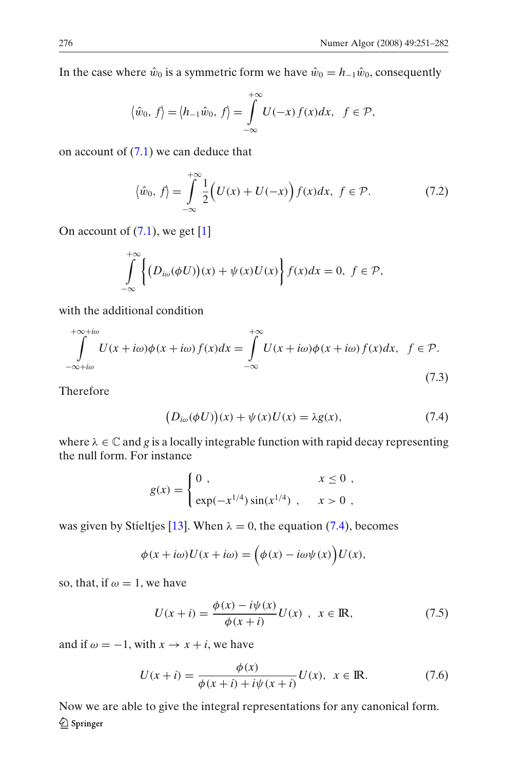In the case where $\hat{w}_0$ is a symmetric form we have $\hat{w}_0 = h_{-1}\hat{w}_0$, consequently

$$\langle \hat{w}_0, f \rangle = \langle h_{-1}\hat{w}_0, f \rangle = \int_{-\infty}^{+\infty} U(-x) f(x) dx, \quad f \in \mathcal{P},$$

on account of (7.1) we can deduce that

$$\langle \hat{w}_0, f \rangle = \int_{-\infty}^{+\infty} \frac{1}{2}\Big(U(x) + U(-x)\Big) f(x) dx, \; f \in \mathcal{P}. \tag{7.2}$$

On account of (7.1), we get [1]

$$\int_{-\infty}^{+\infty} \Big\{ \Big(D_{i\omega}(\phi U)\Big)(x) + \psi(x) U(x) \Big\} f(x) dx = 0, \; f \in \mathcal{P},$$

with the additional condition

$$\int_{-\infty + i\omega}^{+\infty + i\omega} U(x + i\omega)\phi(x + i\omega) f(x) dx = \int_{-\infty}^{+\infty} U(x + i\omega)\phi(x + i\omega) f(x) dx, \quad f \in \mathcal{P}. \tag{7.3}$$

Therefore

$$\Big(D_{i\omega}(\phi U)\Big)(x) + \psi(x) U(x) = \lambda g(x), \tag{7.4}$$

where $\lambda \in \mathbb{C}$ and $g$ is a locally integrable function with rapid decay representing the null form. For instance

$$g(x) = \begin{cases} 0 \;, & x \leq 0 \;, \\ \exp(-x^{1/4}) \sin(x^{1/4}) \;, & x > 0 \;, \end{cases}$$

was given by Stieltjes [13]. When $\lambda = 0$, the equation (7.4), becomes

$$\phi(x + i\omega) U(x + i\omega) = \Big(\phi(x) - i\omega\psi(x)\Big) U(x),$$

so, that, if $\omega = 1$, we have

$$U(x + i) = \frac{\phi(x) - i\psi(x)}{\phi(x + i)} U(x) \;, \; x \in \mathbb{R}, \tag{7.5}$$

and if $\omega = -1$, with $x \to x + i$, we have

$$U(x + i) = \frac{\phi(x)}{\phi(x + i) + i\psi(x + i)} U(x), \; x \in \mathbb{R}. \tag{7.6}$$

Now we are able to give the integral representations for any canonical form.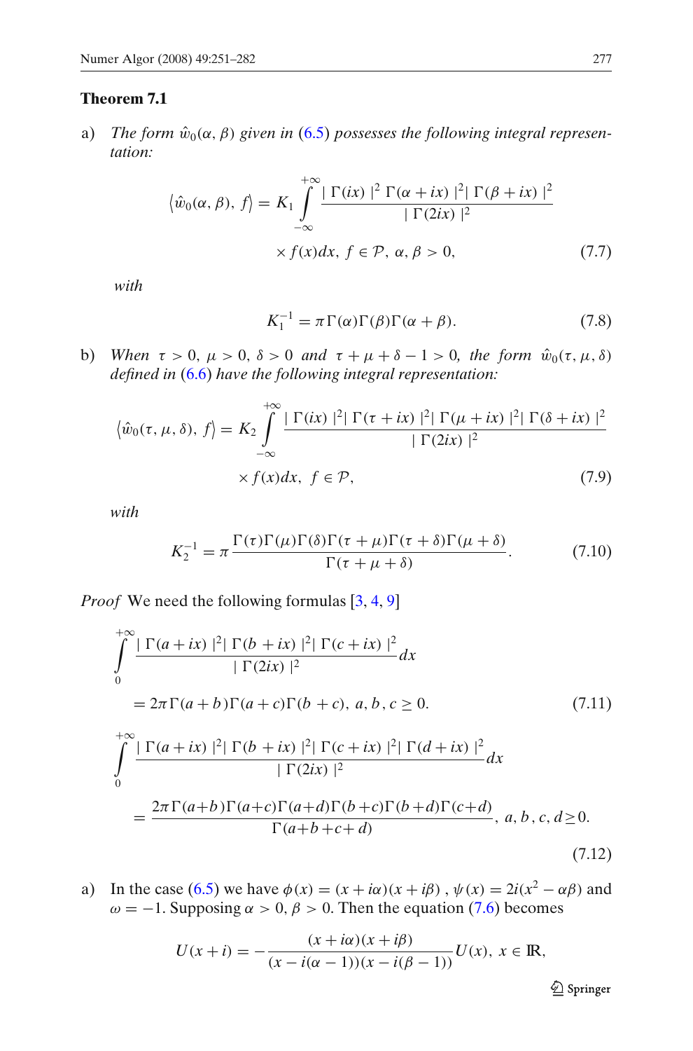**Theorem 7.1**

a) *The form* $\hat{w}_0(\alpha, \beta)$ *given in* (6.5) *possesses the following integral representation:*

$$\left\langle \hat{w}_0(\alpha, \beta),\ f \right\rangle = K_1 \int_{-\infty}^{+\infty} \frac{|\ \Gamma(ix)\ |^2\ \Gamma(\alpha+ix)\ |^2|\ \Gamma(\beta+ix)\ |^2}{|\ \Gamma(2ix)\ |^2} \times f(x)dx,\ f \in \mathcal{P},\ \alpha, \beta > 0, \tag{7.7}$$

*with*

$$K_1^{-1} = \pi \Gamma(\alpha)\Gamma(\beta)\Gamma(\alpha+\beta). \tag{7.8}$$

b) *When* $\tau > 0$, $\mu > 0$, $\delta > 0$ *and* $\tau + \mu + \delta - 1 > 0$, *the form* $\hat{w}_0(\tau, \mu, \delta)$ *defined in* (6.6) *have the following integral representation:*

$$\left\langle \hat{w}_0(\tau, \mu, \delta),\ f \right\rangle = K_2 \int_{-\infty}^{+\infty} \frac{|\ \Gamma(ix)\ |^2|\ \Gamma(\tau+ix)\ |^2|\ \Gamma(\mu+ix)\ |^2|\ \Gamma(\delta+ix)\ |^2}{|\ \Gamma(2ix)\ |^2} \times f(x)dx,\ \ f \in \mathcal{P}, \tag{7.9}$$

*with*

$$K_2^{-1} = \pi \frac{\Gamma(\tau)\Gamma(\mu)\Gamma(\delta)\Gamma(\tau+\mu)\Gamma(\tau+\delta)\Gamma(\mu+\delta)}{\Gamma(\tau+\mu+\delta)}. \tag{7.10}$$

*Proof* We need the following formulas [3, 4, 9]

$$\int_{0}^{+\infty} \frac{|\ \Gamma(a+ix)\ |^2|\ \Gamma(b+ix)\ |^2|\ \Gamma(c+ix)\ |^2}{|\ \Gamma(2ix)\ |^2} dx = 2\pi\Gamma(a+b)\Gamma(a+c)\Gamma(b+c),\ a, b, c \geq 0. \tag{7.11}$$

$$\int_{0}^{+\infty} \frac{|\ \Gamma(a+ix)\ |^2|\ \Gamma(b+ix)\ |^2|\ \Gamma(c+ix)\ |^2|\ \Gamma(d+ix)\ |^2}{|\ \Gamma(2ix)\ |^2} dx = \frac{2\pi\Gamma(a+b)\Gamma(a+c)\Gamma(a+d)\Gamma(b+c)\Gamma(b+d)\Gamma(c+d)}{\Gamma(a+b+c+d)},\ a, b, c, d \geq 0. \tag{7.12}$$

a) In the case (6.5) we have $\phi(x) = (x+i\alpha)(x+i\beta)$ , $\psi(x) = 2i(x^2 - \alpha\beta)$ and $\omega = -1$. Supposing $\alpha > 0$, $\beta > 0$. Then the equation (7.6) becomes

$$U(x+i) = -\frac{(x+i\alpha)(x+i\beta)}{(x-i(\alpha-1))(x-i(\beta-1))} U(x),\ x \in \mathbb{R},$$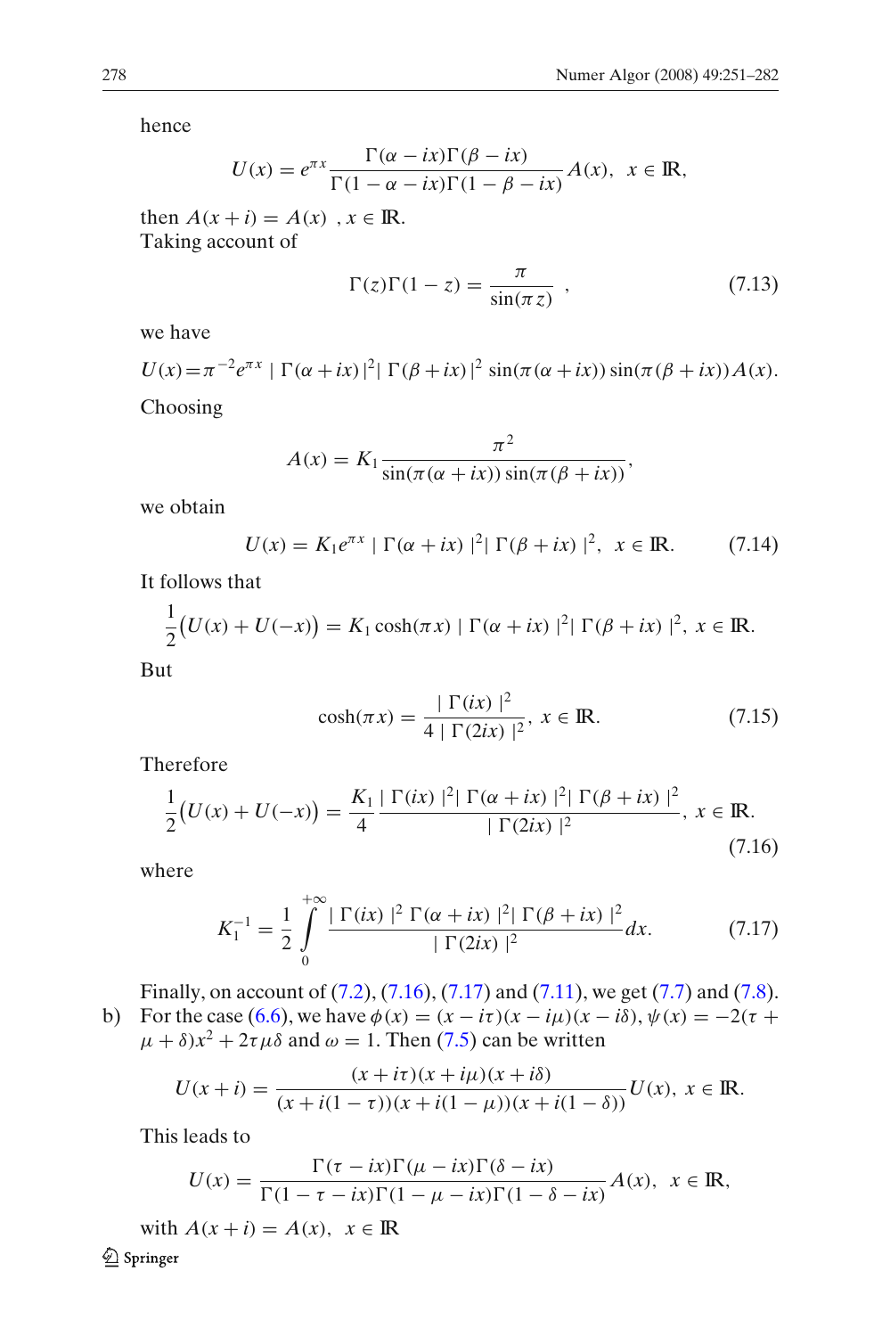hence

$$U(x) = e^{\pi x}\frac{\Gamma(\alpha - ix)\Gamma(\beta - ix)}{\Gamma(1-\alpha - ix)\Gamma(1-\beta - ix)}A(x), \ \ x \in \mathbb{R},$$

then $A(x+i) = A(x)$ , $x \in \mathbb{R}$.
Taking account of

$$\Gamma(z)\Gamma(1-z) = \frac{\pi}{\sin(\pi z)} \ , \tag{7.13}$$

we have

$$U(x) = \pi^{-2}e^{\pi x} \mid \Gamma(\alpha + ix)\mid^2 \mid \Gamma(\beta + ix)\mid^2 \sin(\pi(\alpha + ix))\sin(\pi(\beta + ix))A(x).$$

Choosing

$$A(x) = K_1 \frac{\pi^2}{\sin(\pi(\alpha + ix))\sin(\pi(\beta + ix))},$$

we obtain

$$U(x) = K_1 e^{\pi x} \mid \Gamma(\alpha + ix)\mid^2 \mid \Gamma(\beta + ix)\mid^2, \ \ x \in \mathbb{R}. \tag{7.14}$$

It follows that

$$\frac{1}{2}\big(U(x) + U(-x)\big) = K_1 \cosh(\pi x) \mid \Gamma(\alpha + ix)\mid^2 \mid \Gamma(\beta + ix)\mid^2, \ x \in \mathbb{R}.$$

But

$$\cosh(\pi x) = \frac{\mid \Gamma(ix)\mid^2}{4 \mid \Gamma(2ix)\mid^2}, \ x \in \mathbb{R}. \tag{7.15}$$

Therefore

$$\frac{1}{2}\big(U(x) + U(-x)\big) = \frac{K_1}{4}\frac{\mid \Gamma(ix)\mid^2 \mid \Gamma(\alpha + ix)\mid^2 \mid \Gamma(\beta + ix)\mid^2}{\mid \Gamma(2ix)\mid^2}, \ x \in \mathbb{R}. \tag{7.16}$$

where

$$K_1^{-1} = \frac{1}{2}\int_0^{+\infty} \frac{\mid \Gamma(ix)\mid^2 \, \Gamma(\alpha + ix)\mid^2 \mid \Gamma(\beta + ix)\mid^2}{\mid \Gamma(2ix)\mid^2}dx. \tag{7.17}$$

Finally, on account of (7.2), (7.16), (7.17) and (7.11), we get (7.7) and (7.8).

b) For the case (6.6), we have $\phi(x) = (x - i\tau)(x - i\mu)(x - i\delta)$, $\psi(x) = -2(\tau + \mu + \delta)x^2 + 2\tau\mu\delta$ and $\omega = 1$. Then (7.5) can be written

$$U(x+i) = \frac{(x + i\tau)(x + i\mu)(x + i\delta)}{(x + i(1-\tau))(x + i(1-\mu))(x + i(1-\delta))}U(x), \ x \in \mathbb{R}.$$

This leads to

$$U(x) = \frac{\Gamma(\tau - ix)\Gamma(\mu - ix)\Gamma(\delta - ix)}{\Gamma(1-\tau - ix)\Gamma(1-\mu - ix)\Gamma(1-\delta - ix)}A(x), \ \ x \in \mathbb{R},$$

with $A(x+i) = A(x)$, $x \in \mathbb{R}$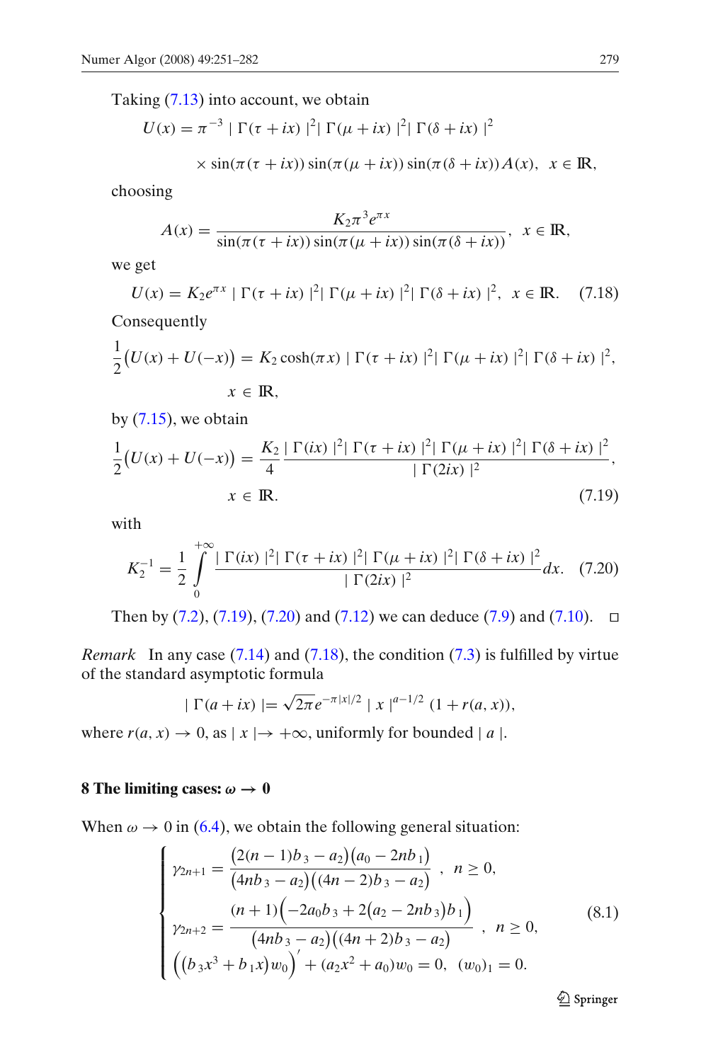Taking (7.13) into account, we obtain

$$U(x) = \pi^{-3} \mid \Gamma(\tau + ix) \mid^2 \mid \Gamma(\mu + ix) \mid^2 \mid \Gamma(\delta + ix) \mid^2$$

$$\times \sin(\pi(\tau + ix)) \sin(\pi(\mu + ix)) \sin(\pi(\delta + ix)) A(x), \quad x \in \mathbb{R},$$

choosing

$$A(x) = \frac{K_2 \pi^3 e^{\pi x}}{\sin(\pi(\tau + ix)) \sin(\pi(\mu + ix)) \sin(\pi(\delta + ix))}, \quad x \in \mathbb{R},$$

we get

$$U(x) = K_2 e^{\pi x} \mid \Gamma(\tau + ix) \mid^2 \mid \Gamma(\mu + ix) \mid^2 \mid \Gamma(\delta + ix) \mid^2, \quad x \in \mathbb{R}. \tag{7.18}$$

Consequently

$$\frac{1}{2}\big(U(x) + U(-x)\big) = K_2 \cosh(\pi x) \mid \Gamma(\tau + ix) \mid^2 \mid \Gamma(\mu + ix) \mid^2 \mid \Gamma(\delta + ix) \mid^2,$$

$$x \in \mathbb{R},$$

by (7.15), we obtain

$$\frac{1}{2}\big(U(x) + U(-x)\big) = \frac{K_2}{4} \frac{\mid \Gamma(ix) \mid^2 \mid \Gamma(\tau + ix) \mid^2 \mid \Gamma(\mu + ix) \mid^2 \mid \Gamma(\delta + ix) \mid^2}{\mid \Gamma(2ix) \mid^2},$$

$$x \in \mathbb{R}. \tag{7.19}$$

with

$$K_2^{-1} = \frac{1}{2} \int_0^{+\infty} \frac{\mid \Gamma(ix) \mid^2 \mid \Gamma(\tau + ix) \mid^2 \mid \Gamma(\mu + ix) \mid^2 \mid \Gamma(\delta + ix) \mid^2}{\mid \Gamma(2ix) \mid^2} dx. \tag{7.20}$$

Then by (7.2), (7.19), (7.20) and (7.12) we can deduce (7.9) and (7.10). □

*Remark* In any case (7.14) and (7.18), the condition (7.3) is fulfilled by virtue of the standard asymptotic formula

$$\mid \Gamma(a + ix) \mid = \sqrt{2\pi} e^{-\pi |x|/2} \mid x \mid^{a-1/2} (1 + r(a, x)),$$

where $r(a, x) \to 0$, as $\mid x \mid \to +\infty$, uniformly for bounded $\mid a \mid$.

## 8 The limiting cases: $\omega \to 0$

When $\omega \to 0$ in (6.4), we obtain the following general situation:

$$\begin{cases} \gamma_{2n+1} = \dfrac{\big(2(n-1)b_3 - a_2\big)\big(a_0 - 2nb_1\big)}{\big(4nb_3 - a_2\big)\big((4n-2)b_3 - a_2\big)}, \quad n \geq 0, \\[2ex] \gamma_{2n+2} = \dfrac{(n+1)\Big(-2a_0 b_3 + 2\big(a_2 - 2nb_3\big)b_1\Big)}{\big(4nb_3 - a_2\big)\big((4n+2)b_3 - a_2\big)}, \quad n \geq 0, \\[2ex] \Big(\big(b_3 x^3 + b_1 x\big) w_0\Big)' + (a_2 x^2 + a_0) w_0 = 0, \quad (w_0)_1 = 0. \end{cases} \tag{8.1}$$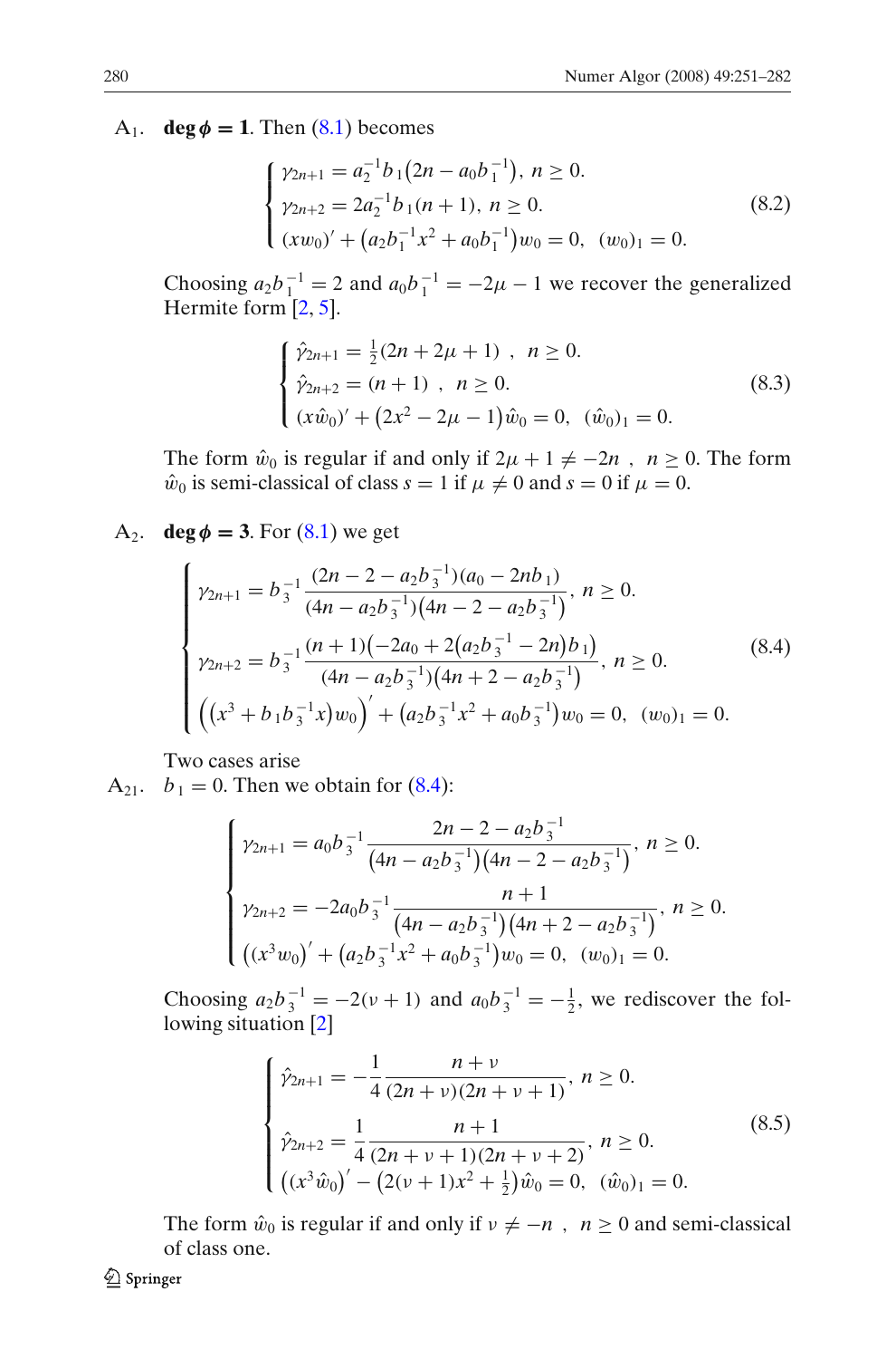A$_1$. **deg $\phi$ = 1**. Then (8.1) becomes

$$\begin{cases} \gamma_{2n+1} = a_2^{-1} b_1 \left(2n - a_0 b_1^{-1}\right),\ n \geq 0. \\ \gamma_{2n+2} = 2 a_2^{-1} b_1 (n+1),\ n \geq 0. \\ (x w_0)' + \left(a_2 b_1^{-1} x^2 + a_0 b_1^{-1}\right) w_0 = 0,\ \ (w_0)_1 = 0. \end{cases} \tag{8.2}$$

Choosing $a_2 b_1^{-1} = 2$ and $a_0 b_1^{-1} = -2\mu - 1$ we recover the generalized Hermite form [2, 5].

$$\begin{cases} \hat{\gamma}_{2n+1} = \frac{1}{2}(2n + 2\mu + 1)\ ,\ \ n \geq 0. \\ \hat{\gamma}_{2n+2} = (n+1)\ ,\ \ n \geq 0. \\ (x \hat{w}_0)' + \left(2x^2 - 2\mu - 1\right) \hat{w}_0 = 0,\ \ (\hat{w}_0)_1 = 0. \end{cases} \tag{8.3}$$

The form $\hat{w}_0$ is regular if and only if $2\mu + 1 \neq -2n\ ,\ \ n \geq 0$. The form $\hat{w}_0$ is semi-classical of class $s = 1$ if $\mu \neq 0$ and $s = 0$ if $\mu = 0$.

A$_2$. **deg $\phi$ = 3**. For (8.1) we get

$$\begin{cases} \gamma_{2n+1} = b_3^{-1} \dfrac{(2n - 2 - a_2 b_3^{-1})(a_0 - 2n b_1)}{(4n - a_2 b_3^{-1})\left(4n - 2 - a_2 b_3^{-1}\right)},\ n \geq 0. \\ \gamma_{2n+2} = b_3^{-1} \dfrac{(n+1)\left(-2a_0 + 2\left(a_2 b_3^{-1} - 2n\right) b_1\right)}{(4n - a_2 b_3^{-1})\left(4n + 2 - a_2 b_3^{-1}\right)},\ n \geq 0. \\ \left(\left(x^3 + b_1 b_3^{-1} x\right) w_0\right)' + \left(a_2 b_3^{-1} x^2 + a_0 b_3^{-1}\right) w_0 = 0,\ \ (w_0)_1 = 0. \end{cases} \tag{8.4}$$

Two cases arise

A$_{21}$. $b_1 = 0$. Then we obtain for (8.4):

$$\begin{cases} \gamma_{2n+1} = a_0 b_3^{-1} \dfrac{2n - 2 - a_2 b_3^{-1}}{\left(4n - a_2 b_3^{-1}\right)\left(4n - 2 - a_2 b_3^{-1}\right)},\ n \geq 0. \\ \gamma_{2n+2} = -2 a_0 b_3^{-1} \dfrac{n+1}{\left(4n - a_2 b_3^{-1}\right)\left(4n + 2 - a_2 b_3^{-1}\right)},\ n \geq 0. \\ \left((x^3 w_0)' + \left(a_2 b_3^{-1} x^2 + a_0 b_3^{-1}\right) w_0 = 0,\ \ (w_0)_1 = 0. \right. \end{cases}$$

Choosing $a_2 b_3^{-1} = -2(\nu + 1)$ and $a_0 b_3^{-1} = -\frac{1}{2}$, we rediscover the following situation [2]

$$\begin{cases} \hat{\gamma}_{2n+1} = -\dfrac{1}{4} \dfrac{n + \nu}{(2n + \nu)(2n + \nu + 1)},\ n \geq 0. \\ \hat{\gamma}_{2n+2} = \dfrac{1}{4} \dfrac{n+1}{(2n + \nu + 1)(2n + \nu + 2)},\ n \geq 0. \\ \left((x^3 \hat{w}_0)' - \left(2(\nu + 1) x^2 + \frac{1}{2}\right) \hat{w}_0 = 0,\ \ (\hat{w}_0)_1 = 0. \right. \end{cases} \tag{8.5}$$

The form $\hat{w}_0$ is regular if and only if $\nu \neq -n\ ,\ \ n \geq 0$ and semi-classical of class one.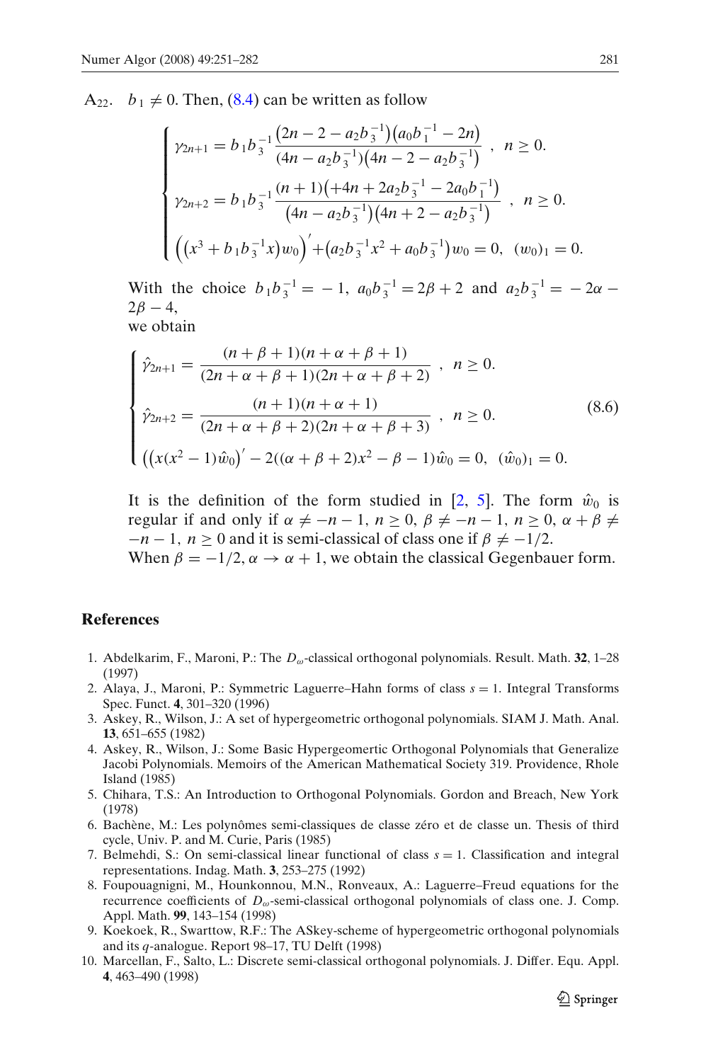A$_{22}$. $b_1 \neq 0$. Then, (8.4) can be written as follow

$$
\begin{cases}
\gamma_{2n+1} = b_1 b_3^{-1} \dfrac{\left(2n - 2 - a_2 b_3^{-1}\right)\left(a_0 b_1^{-1} - 2n\right)}{(4n - a_2 b_3^{-1})\left(4n - 2 - a_2 b_3^{-1}\right)} \ , \ n \geq 0. \\[2ex]
\gamma_{2n+2} = b_1 b_3^{-1} \dfrac{(n+1)\left(+4n + 2a_2 b_3^{-1} - 2a_0 b_1^{-1}\right)}{\left(4n - a_2 b_3^{-1}\right)\left(4n + 2 - a_2 b_3^{-1}\right)} \ , \ n \geq 0. \\[2ex]
\left(\left(x^3 + b_1 b_3^{-1} x\right) w_0\right)' + \left(a_2 b_3^{-1} x^2 + a_0 b_3^{-1}\right) w_0 = 0, \ (w_0)_1 = 0.
\end{cases}
$$

With the choice $b_1 b_3^{-1} = -1$, $a_0 b_3^{-1} = 2\beta + 2$ and $a_2 b_3^{-1} = -2\alpha - 2\beta - 4$,
we obtain

$$
\begin{cases}
\hat{\gamma}_{2n+1} = \dfrac{(n+\beta+1)(n+\alpha+\beta+1)}{(2n+\alpha+\beta+1)(2n+\alpha+\beta+2)} \ , \ n \geq 0. \\[2ex]
\hat{\gamma}_{2n+2} = \dfrac{(n+1)(n+\alpha+1)}{(2n+\alpha+\beta+2)(2n+\alpha+\beta+3)} \ , \ n \geq 0. \\[2ex]
\left(\left(x(x^2-1)\hat{w}_0\right)' - 2((\alpha+\beta+2)x^2 - \beta - 1)\hat{w}_0 = 0, \ (\hat{w}_0)_1 = 0.
\end{cases}
\tag{8.6}
$$

It is the definition of the form studied in [2, 5]. The form $\hat{w}_0$ is regular if and only if $\alpha \neq -n-1$, $n \geq 0$, $\beta \neq -n-1$, $n \geq 0$, $\alpha + \beta \neq -n-1$, $n \geq 0$ and it is semi-classical of class one if $\beta \neq -1/2$.
When $\beta = -1/2$, $\alpha \to \alpha + 1$, we obtain the classical Gegenbauer form.

## References

1. Abdelkarim, F., Maroni, P.: The $D_\omega$-classical orthogonal polynomials. Result. Math. **32**, 1–28 (1997)
2. Alaya, J., Maroni, P.: Symmetric Laguerre–Hahn forms of class $s = 1$. Integral Transforms Spec. Funct. **4**, 301–320 (1996)
3. Askey, R., Wilson, J.: A set of hypergeometric orthogonal polynomials. SIAM J. Math. Anal. **13**, 651–655 (1982)
4. Askey, R., Wilson, J.: Some Basic Hypergeomertic Orthogonal Polynomials that Generalize Jacobi Polynomials. Memoirs of the American Mathematical Society 319. Providence, Rhole Island (1985)
5. Chihara, T.S.: An Introduction to Orthogonal Polynomials. Gordon and Breach, New York (1978)
6. Bachène, M.: Les polynômes semi-classiques de classe zéro et de classe un. Thesis of third cycle, Univ. P. and M. Curie, Paris (1985)
7. Belmehdi, S.: On semi-classical linear functional of class $s = 1$. Classification and integral representations. Indag. Math. **3**, 253–275 (1992)
8. Foupouagnigni, M., Hounkonnou, M.N., Ronveaux, A.: Laguerre–Freud equations for the recurrence coefficients of $D_\omega$-semi-classical orthogonal polynomials of class one. J. Comp. Appl. Math. **99**, 143–154 (1998)
9. Koekoek, R., Swarttow, R.F.: The ASkey-scheme of hypergeometric orthogonal polynomials and its $q$-analogue. Report 98–17, TU Delft (1998)
10. Marcellan, F., Salto, L.: Discrete semi-classical orthogonal polynomials. J. Differ. Equ. Appl. **4**, 463–490 (1998)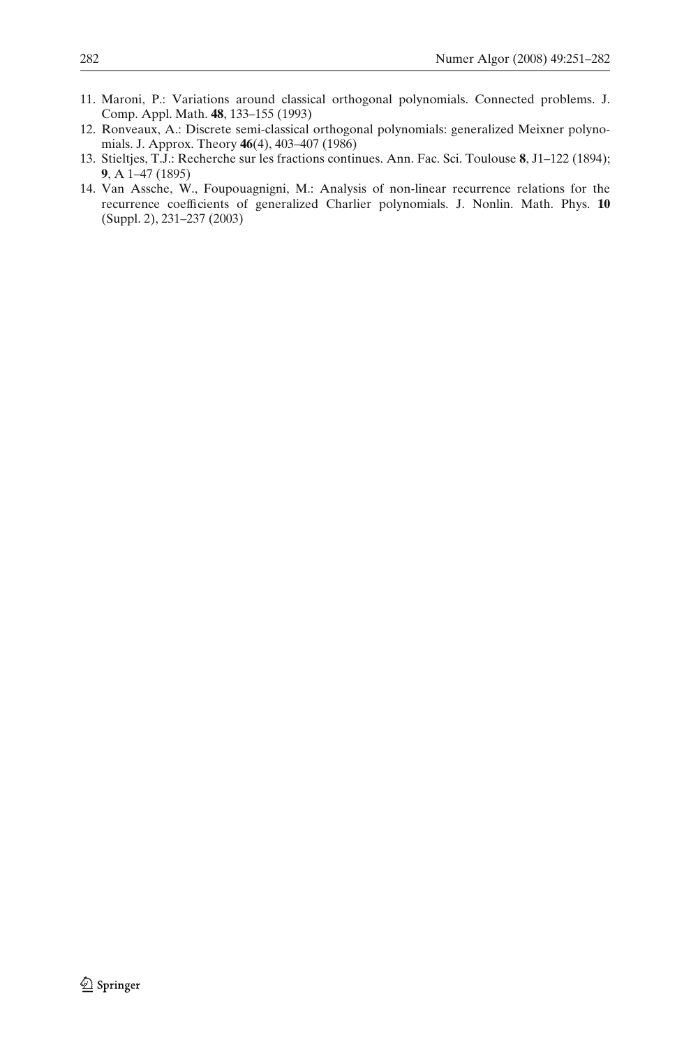11. Maroni, P.: Variations around classical orthogonal polynomials. Connected problems. J. Comp. Appl. Math. **48**, 133–155 (1993)
12. Ronveaux, A.: Discrete semi-classical orthogonal polynomials: generalized Meixner polynomials. J. Approx. Theory **46**(4), 403–407 (1986)
13. Stieltjes, T.J.: Recherche sur les fractions continues. Ann. Fac. Sci. Toulouse **8**, J1–122 (1894); **9**, A 1–47 (1895)
14. Van Assche, W., Foupouagnigni, M.: Analysis of non-linear recurrence relations for the recurrence coefficients of generalized Charlier polynomials. J. Nonlin. Math. Phys. **10** (Suppl. 2), 231–237 (2003)